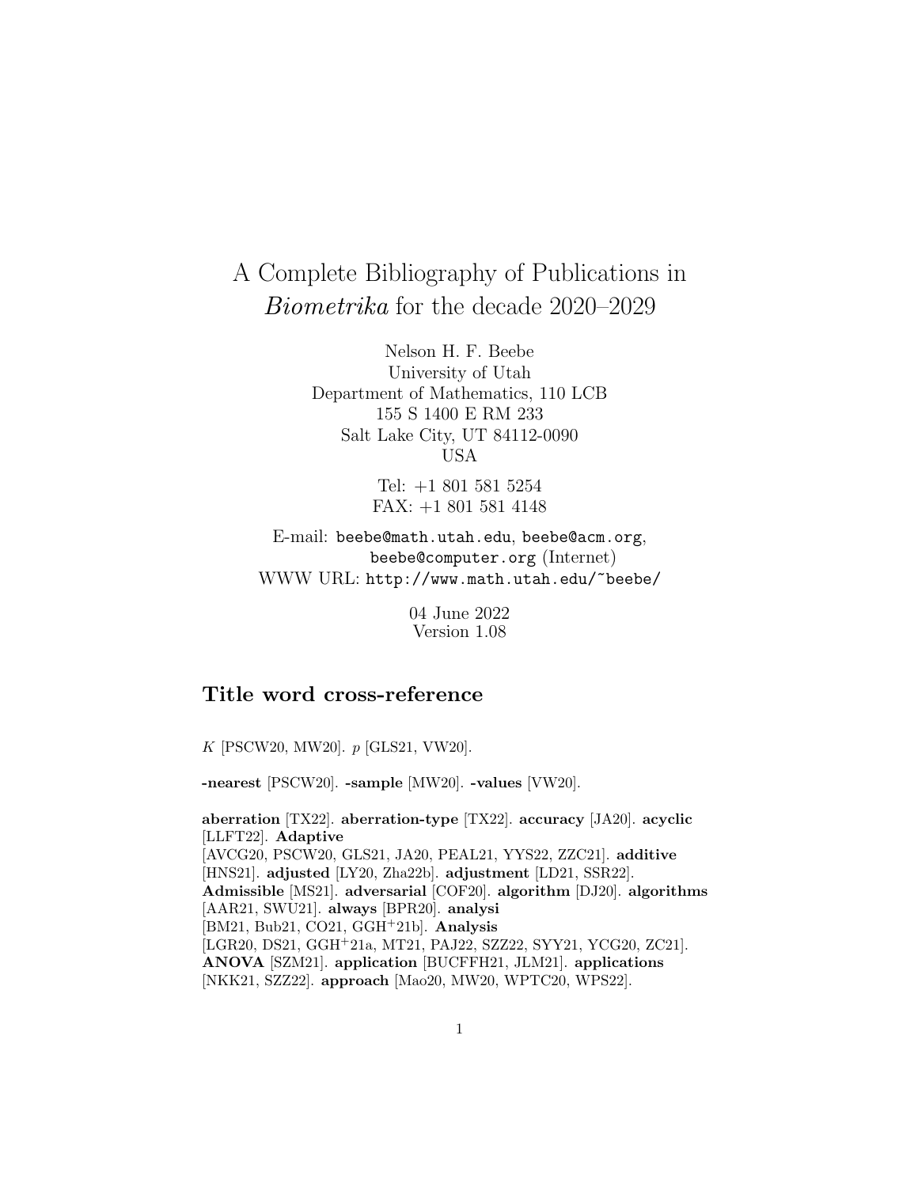# A Complete Bibliography of Publications in *Biometrika* for the decade 2020–2029

Nelson H. F. Beebe
University of Utah
Department of Mathematics, 110 LCB
155 S 1400 E RM 233
Salt Lake City, UT 84112-0090
USA

Tel: +1 801 581 5254
FAX: +1 801 581 4148

E-mail: `beebe@math.utah.edu`, `beebe@acm.org`, `beebe@computer.org` (Internet)
WWW URL: `http://www.math.utah.edu/~beebe/`

04 June 2022
Version 1.08

## Title word cross-reference

$K$ [PSCW20, MW20]. $p$ [GLS21, VW20].

**-nearest** [PSCW20]. **-sample** [MW20]. **-values** [VW20].

**aberration** [TX22]. **aberration-type** [TX22]. **accuracy** [JA20]. **acyclic** [LLFT22]. **Adaptive** [AVCG20, PSCW20, GLS21, JA20, PEAL21, YYS22, ZZC21]. **additive** [HNS21]. **adjusted** [LY20, Zha22b]. **adjustment** [LD21, SSR22]. **Admissible** [MS21]. **adversarial** [COF20]. **algorithm** [DJ20]. **algorithms** [AAR21, SWU21]. **always** [BPR20]. **analysi** [BM21, Bub21, CO21, GGH+21b]. **Analysis** [LGR20, DS21, GGH+21a, MT21, PAJ22, SZZ22, SYY21, YCG20, ZC21]. **ANOVA** [SZM21]. **application** [BUCFFH21, JLM21]. **applications** [NKK21, SZZ22]. **approach** [Mao20, MW20, WPTC20, WPS22].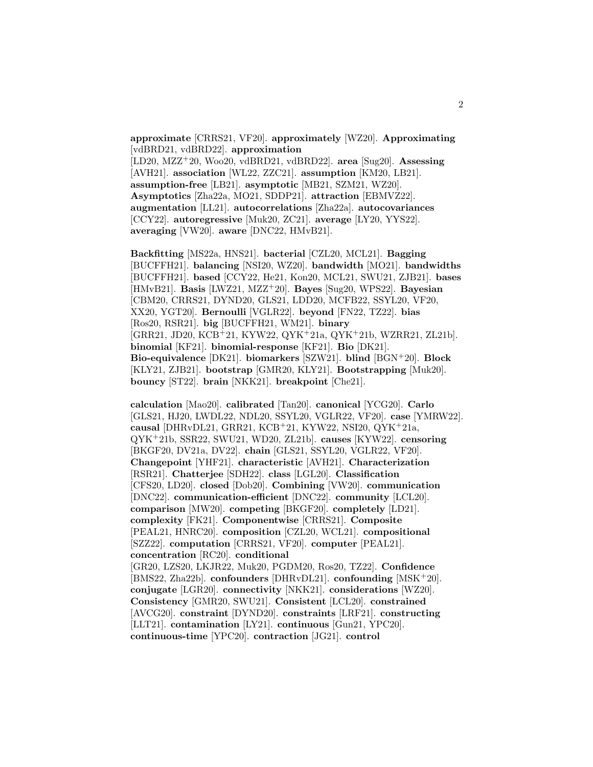**approximate** [CRRS21, VF20]. **approximately** [WZ20]. **Approximating** [vdBRD21, vdBRD22]. **approximation** [LD20, MZZ[+]20, Woo20, vdBRD21, vdBRD22]. **area** [Sug20]. **Assessing** [AVH21]. **association** [WL22, ZZC21]. **assumption** [KM20, LB21]. **assumption-free** [LB21]. **asymptotic** [MB21, SZM21, WZ20]. **Asymptotics** [Zha22a, MO21, SDDP21]. **attraction** [EBMVZ22]. **augmentation** [LL21]. **autocorrelations** [Zha22a]. **autocovariances** [CCY22]. **autoregressive** [Muk20, ZC21]. **average** [LY20, YYS22]. **averaging** [VW20]. **aware** [DNC22, HMvB21].

**Backfitting** [MS22a, HNS21]. **bacterial** [CZL20, MCL21]. **Bagging** [BUCFFH21]. **balancing** [NSI20, WZ20]. **bandwidth** [MO21]. **bandwidths** [BUCFFH21]. **based** [CCY22, He21, Kon20, MCL21, SWU21, ZJB21]. **bases** [HMvB21]. **Basis** [LWZ21, MZZ[+]20]. **Bayes** [Sug20, WPS22]. **Bayesian** [CBM20, CRRS21, DYND20, GLS21, LDD20, MCFB22, SSYL20, VF20, XX20, YGT20]. **Bernoulli** [VGLR22]. **beyond** [FN22, TZ22]. **bias** [Ros20, RSR21]. **big** [BUCFFH21, WM21]. **binary** [GRR21, JD20, KCB[+]21, KYW22, QYK[+]21a, QYK[+]21b, WZRR21, ZL21b]. **binomial** [KF21]. **binomial-response** [KF21]. **Bio** [DK21]. **Bio-equivalence** [DK21]. **biomarkers** [SZW21]. **blind** [BGN[+]20]. **Block** [KLY21, ZJB21]. **bootstrap** [GMR20, KLY21]. **Bootstrapping** [Muk20]. **bouncy** [ST22]. **brain** [NKK21]. **breakpoint** [Che21].

**calculation** [Mao20]. **calibrated** [Tan20]. **canonical** [YCG20]. **Carlo** [GLS21, HJ20, LWDL22, NDL20, SSYL20, VGLR22, VF20]. **case** [YMRW22]. **causal** [DHRvDL21, GRR21, KCB[+]21, KYW22, NSI20, QYK[+]21a, QYK[+]21b, SSR22, SWU21, WD20, ZL21b]. **causes** [KYW22]. **censoring** [BKGF20, DV21a, DV22]. **chain** [GLS21, SSYL20, VGLR22, VF20]. **Changepoint** [YHF21]. **characteristic** [AVH21]. **Characterization** [RSR21]. **Chatterjee** [SDH22]. **class** [LGL20]. **Classification** [CFS20, LD20]. **closed** [Dob20]. **Combining** [VW20]. **communication** [DNC22]. **communication-efficient** [DNC22]. **community** [LCL20]. **comparison** [MW20]. **competing** [BKGF20]. **completely** [LD21]. **complexity** [FK21]. **Componentwise** [CRRS21]. **Composite** [PEAL21, HNRC20]. **composition** [CZL20, WCL21]. **compositional** [SZZ22]. **computation** [CRRS21, VF20]. **computer** [PEAL21]. **concentration** [RC20]. **conditional** [GR20, LZS20, LKJR22, Muk20, PGDM20, Ros20, TZ22]. **Confidence** [BMS22, Zha22b]. **confounders** [DHRvDL21]. **confounding** [MSK[+]20]. **conjugate** [LGR20]. **connectivity** [NKK21]. **considerations** [WZ20]. **Consistency** [GMR20, SWU21]. **Consistent** [LCL20]. **constrained** [AVCG20]. **constraint** [DYND20]. **constraints** [LRF21]. **constructing** [LLT21]. **contamination** [LY21]. **continuous** [Gun21, YPC20]. **continuous-time** [YPC20]. **contraction** [JG21]. **control**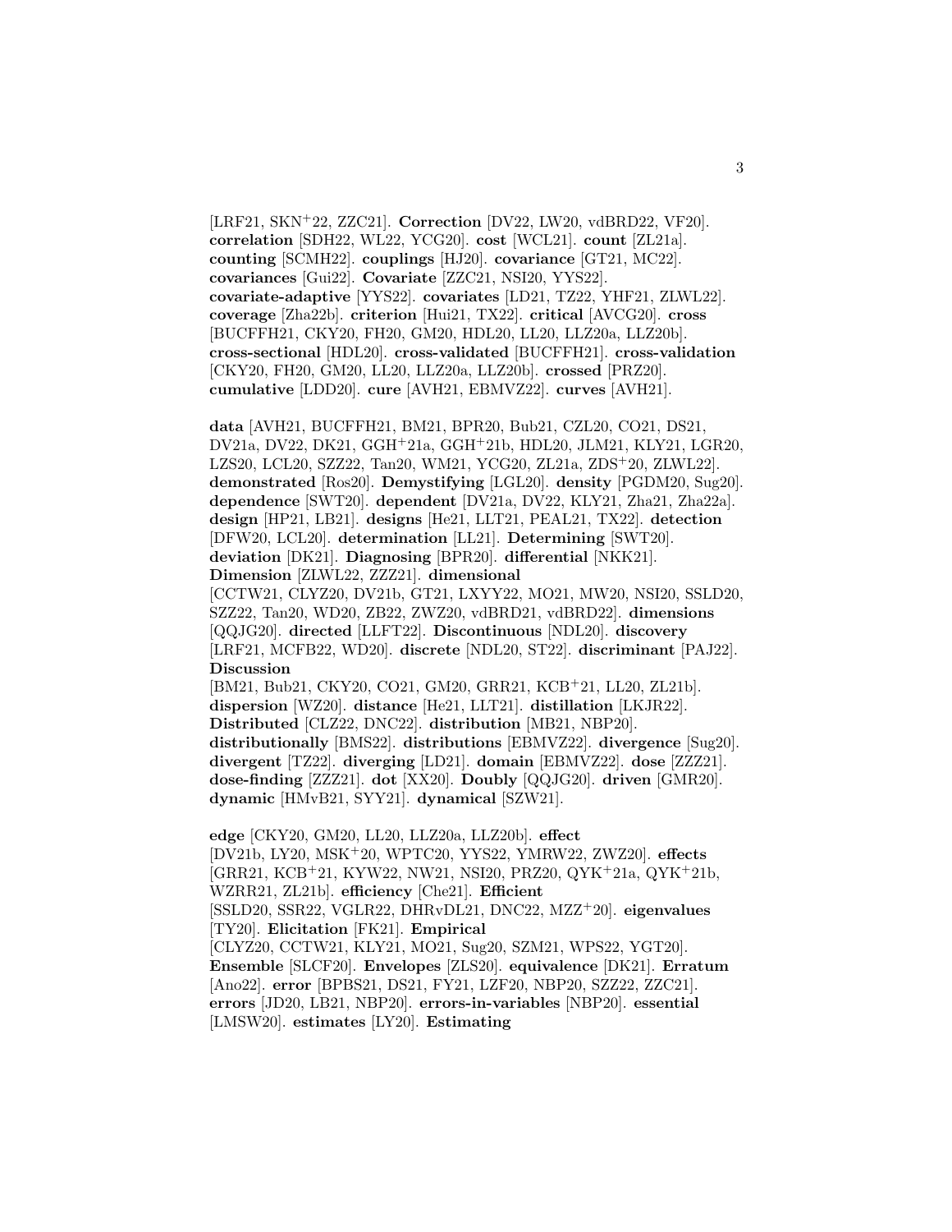[LRF21, SKN+22, ZZC21]. **Correction** [DV22, LW20, vdBRD22, VF20]. **correlation** [SDH22, WL22, YCG20]. **cost** [WCL21]. **count** [ZL21a]. **counting** [SCMH22]. **couplings** [HJ20]. **covariance** [GT21, MC22]. **covariances** [Gui22]. **Covariate** [ZZC21, NSI20, YYS22]. **covariate-adaptive** [YYS22]. **covariates** [LD21, TZ22, YHF21, ZLWL22]. **coverage** [Zha22b]. **criterion** [Hui21, TX22]. **critical** [AVCG20]. **cross** [BUCFFH21, CKY20, FH20, GM20, HDL20, LL20, LLZ20a, LLZ20b]. **cross-sectional** [HDL20]. **cross-validated** [BUCFFH21]. **cross-validation** [CKY20, FH20, GM20, LL20, LLZ20a, LLZ20b]. **crossed** [PRZ20]. **cumulative** [LDD20]. **cure** [AVH21, EBMVZ22]. **curves** [AVH21].

**data** [AVH21, BUCFFH21, BM21, BPR20, Bub21, CZL20, CO21, DS21, DV21a, DV22, DK21, GGH+21a, GGH+21b, HDL20, JLM21, KLY21, LGR20, LZS20, LCL20, SZZ22, Tan20, WM21, YCG20, ZL21a, ZDS+20, ZLWL22]. **demonstrated** [Ros20]. **Demystifying** [LGL20]. **density** [PGDM20, Sug20]. **dependence** [SWT20]. **dependent** [DV21a, DV22, KLY21, Zha21, Zha22a]. **design** [HP21, LB21]. **designs** [He21, LLT21, PEAL21, TX22]. **detection** [DFW20, LCL20]. **determination** [LL21]. **Determining** [SWT20]. **deviation** [DK21]. **Diagnosing** [BPR20]. **differential** [NKK21]. **Dimension** [ZLWL22, ZZZ21]. **dimensional** [CCTW21, CLYZ20, DV21b, GT21, LXYY22, MO21, MW20, NSI20, SSLD20, SZZ22, Tan20, WD20, ZB22, ZWZ20, vdBRD21, vdBRD22]. **dimensions** [QQJG20]. **directed** [LLFT22]. **Discontinuous** [NDL20]. **discovery** [LRF21, MCFB22, WD20]. **discrete** [NDL20, ST22]. **discriminant** [PAJ22]. **Discussion** [BM21, Bub21, CKY20, CO21, GM20, GRR21, KCB+21, LL20, ZL21b]. **dispersion** [WZ20]. **distance** [He21, LLT21]. **distillation** [LKJR22]. **Distributed** [CLZ22, DNC22]. **distribution** [MB21, NBP20]. **distributionally** [BMS22]. **distributions** [EBMVZ22]. **divergence** [Sug20]. **divergent** [TZ22]. **diverging** [LD21]. **domain** [EBMVZ22]. **dose** [ZZZ21]. **dose-finding** [ZZZ21]. **dot** [XX20]. **Doubly** [QQJG20]. **driven** [GMR20]. **dynamic** [HMvB21, SYY21]. **dynamical** [SZW21].

**edge** [CKY20, GM20, LL20, LLZ20a, LLZ20b]. **effect** [DV21b, LY20, MSK+20, WPTC20, YYS22, YMRW22, ZWZ20]. **effects** [GRR21, KCB+21, KYW22, NW21, NSI20, PRZ20, QYK+21a, QYK+21b, WZRR21, ZL21b]. **efficiency** [Che21]. **Efficient** [SSLD20, SSR22, VGLR22, DHRvDL21, DNC22, MZZ+20]. **eigenvalues** [TY20]. **Elicitation** [FK21]. **Empirical** [CLYZ20, CCTW21, KLY21, MO21, Sug20, SZM21, WPS22, YGT20]. **Ensemble** [SLCF20]. **Envelopes** [ZLS20]. **equivalence** [DK21]. **Erratum** [Ano22]. **error** [BPBS21, DS21, FY21, LZF20, NBP20, SZZ22, ZZC21]. **errors** [JD20, LB21, NBP20]. **errors-in-variables** [NBP20]. **essential** [LMSW20]. **estimates** [LY20]. **Estimating**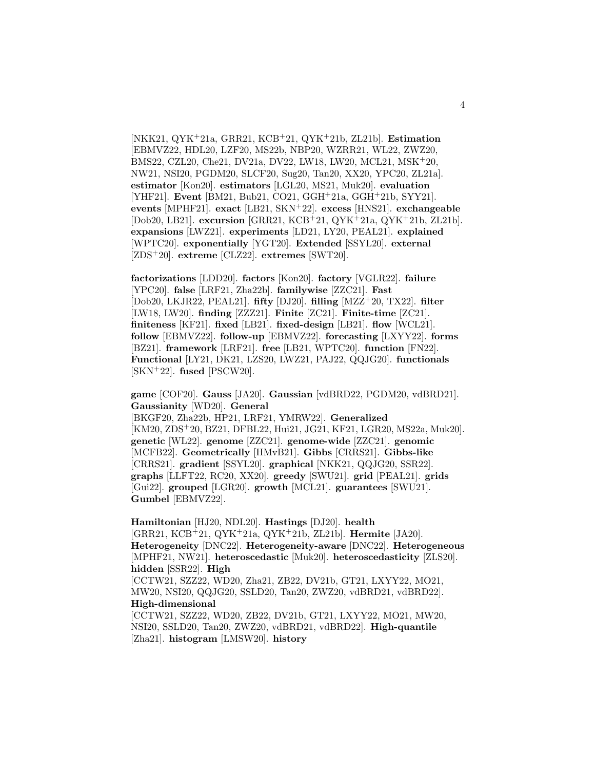[NKK21, QYK+21a, GRR21, KCB+21, QYK+21b, ZL21b]. **Estimation** [EBMVZ22, HDL20, LZF20, MS22b, NBP20, WZRR21, WL22, ZWZ20, BMS22, CZL20, Che21, DV21a, DV22, LW18, LW20, MCL21, MSK+20, NW21, NSI20, PGDM20, SLCF20, Sug20, Tan20, XX20, YPC20, ZL21a]. **estimator** [Kon20]. **estimators** [LGL20, MS21, Muk20]. **evaluation** [YHF21]. **Event** [BM21, Bub21, CO21, GGH+21a, GGH+21b, SYY21]. **events** [MPHF21]. **exact** [LB21, SKN+22]. **excess** [HNS21]. **exchangeable** [Dob20, LB21]. **excursion** [GRR21, KCB+21, QYK+21a, QYK+21b, ZL21b]. **expansions** [LWZ21]. **experiments** [LD21, LY20, PEAL21]. **explained** [WPTC20]. **exponentially** [YGT20]. **Extended** [SSYL20]. **external** [ZDS+20]. **extreme** [CLZ22]. **extremes** [SWT20].

**factorizations** [LDD20]. **factors** [Kon20]. **factory** [VGLR22]. **failure** [YPC20]. **false** [LRF21, Zha22b]. **familywise** [ZZC21]. **Fast** [Dob20, LKJR22, PEAL21]. **fifty** [DJ20]. **filling** [MZZ+20, TX22]. **filter** [LW18, LW20]. **finding** [ZZZ21]. **Finite** [ZC21]. **Finite-time** [ZC21]. **finiteness** [KF21]. **fixed** [LB21]. **fixed-design** [LB21]. **flow** [WCL21]. **follow** [EBMVZ22]. **follow-up** [EBMVZ22]. **forecasting** [LXYY22]. **forms** [BZ21]. **framework** [LRF21]. **free** [LB21, WPTC20]. **function** [FN22]. **Functional** [LY21, DK21, LZS20, LWZ21, PAJ22, QQJG20]. **functionals** [SKN+22]. **fused** [PSCW20].

**game** [COF20]. **Gauss** [JA20]. **Gaussian** [vdBRD22, PGDM20, vdBRD21]. **Gaussianity** [WD20]. **General** [BKGF20, Zha22b, HP21, LRF21, YMRW22]. **Generalized** [KM20, ZDS+20, BZ21, DFBL22, Hui21, JG21, KF21, LGR20, MS22a, Muk20]. **genetic** [WL22]. **genome** [ZZC21]. **genome-wide** [ZZC21]. **genomic** [MCFB22]. **Geometrically** [HMvB21]. **Gibbs** [CRRS21]. **Gibbs-like** [CRRS21]. **gradient** [SSYL20]. **graphical** [NKK21, QQJG20, SSR22]. **graphs** [LLFT22, RC20, XX20]. **greedy** [SWU21]. **grid** [PEAL21]. **grids** [Gui22]. **grouped** [LGR20]. **growth** [MCL21]. **guarantees** [SWU21]. **Gumbel** [EBMVZ22].

**Hamiltonian** [HJ20, NDL20]. **Hastings** [DJ20]. **health** [GRR21, KCB+21, QYK+21a, QYK+21b, ZL21b]. **Hermite** [JA20]. **Heterogeneity** [DNC22]. **Heterogeneity-aware** [DNC22]. **Heterogeneous** [MPHF21, NW21]. **heteroscedastic** [Muk20]. **heteroscedasticity** [ZLS20]. **hidden** [SSR22]. **High** [CCTW21, SZZ22, WD20, Zha21, ZB22, DV21b, GT21, LXYY22, MO21, MW20, NSI20, QQJG20, SSLD20, Tan20, ZWZ20, vdBRD21, vdBRD22]. **High-dimensional** [CCTW21, SZZ22, WD20, ZB22, DV21b, GT21, LXYY22, MO21, MW20, NSI20, SSLD20, Tan20, ZWZ20, vdBRD21, vdBRD22]. **High-quantile** [Zha21]. **histogram** [LMSW20]. **history**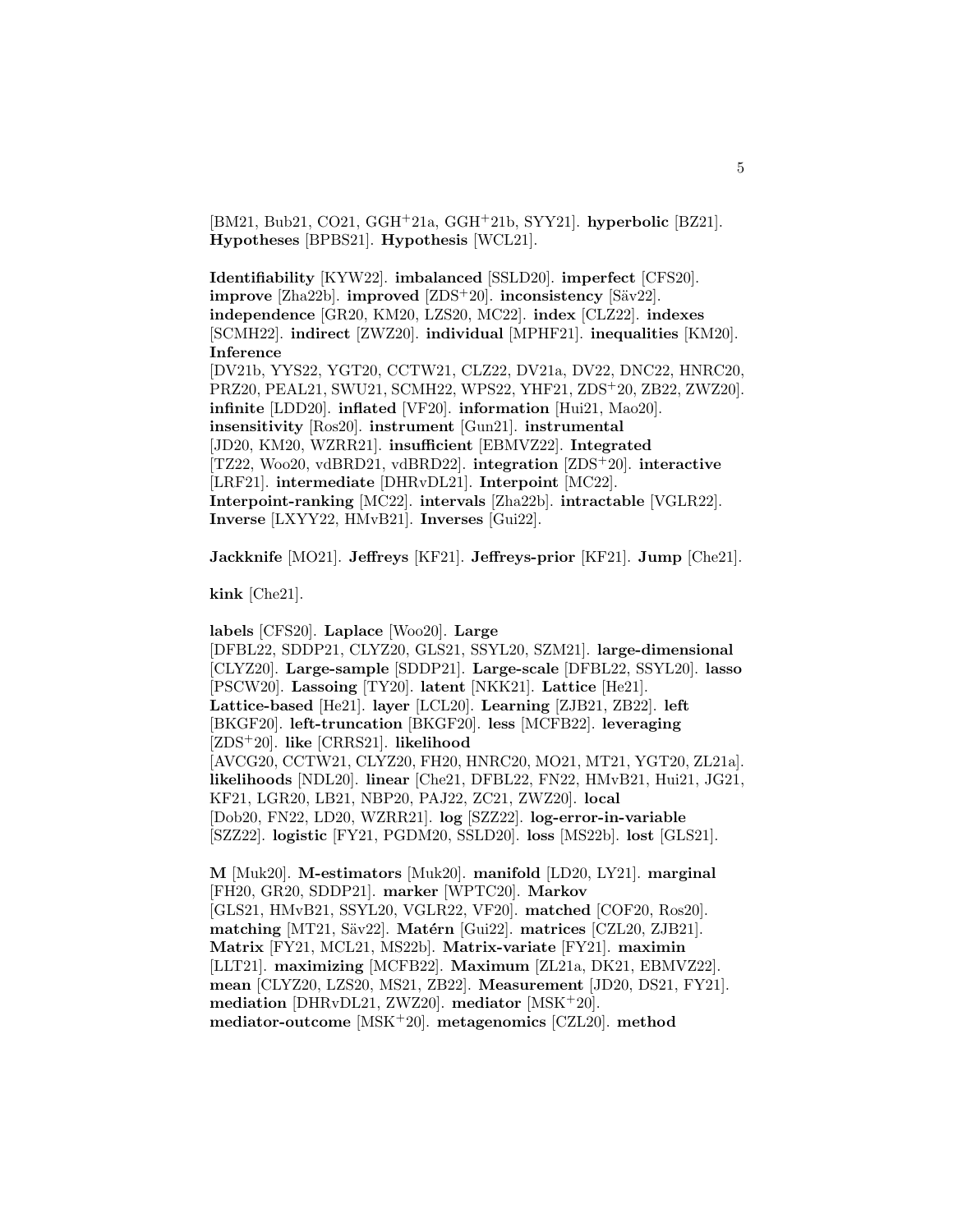[BM21, Bub21, CO21, GGH+21a, GGH+21b, SYY21]. **hyperbolic** [BZ21]. **Hypotheses** [BPBS21]. **Hypothesis** [WCL21].

**Identifiability** [KYW22]. **imbalanced** [SSLD20]. **imperfect** [CFS20]. **improve** [Zha22b]. **improved** [ZDS+20]. **inconsistency** [Säv22]. **independence** [GR20, KM20, LZS20, MC22]. **index** [CLZ22]. **indexes** [SCMH22]. **indirect** [ZWZ20]. **individual** [MPHF21]. **inequalities** [KM20]. **Inference** [DV21b, YYS22, YGT20, CCTW21, CLZ22, DV21a, DV22, DNC22, HNRC20, PRZ20, PEAL21, SWU21, SCMH22, WPS22, YHF21, ZDS+20, ZB22, ZWZ20]. **infinite** [LDD20]. **inflated** [VF20]. **information** [Hui21, Mao20]. **insensitivity** [Ros20]. **instrument** [Gun21]. **instrumental** [JD20, KM20, WZRR21]. **insufficient** [EBMVZ22]. **Integrated** [TZ22, Woo20, vdBRD21, vdBRD22]. **integration** [ZDS+20]. **interactive** [LRF21]. **intermediate** [DHRvDL21]. **Interpoint** [MC22]. **Interpoint-ranking** [MC22]. **intervals** [Zha22b]. **intractable** [VGLR22]. **Inverse** [LXYY22, HMvB21]. **Inverses** [Gui22].

**Jackknife** [MO21]. **Jeffreys** [KF21]. **Jeffreys-prior** [KF21]. **Jump** [Che21].

**kink** [Che21].

**labels** [CFS20]. **Laplace** [Woo20]. **Large** [DFBL22, SDDP21, CLYZ20, GLS21, SSYL20, SZM21]. **large-dimensional** [CLYZ20]. **Large-sample** [SDDP21]. **Large-scale** [DFBL22, SSYL20]. **lasso** [PSCW20]. **Lassoing** [TY20]. **latent** [NKK21]. **Lattice** [He21]. **Lattice-based** [He21]. **layer** [LCL20]. **Learning** [ZJB21, ZB22]. **left** [BKGF20]. **left-truncation** [BKGF20]. **less** [MCFB22]. **leveraging** [ZDS+20]. **like** [CRRS21]. **likelihood** [AVCG20, CCTW21, CLYZ20, FH20, HNRC20, MO21, MT21, YGT20, ZL21a]. **likelihoods** [NDL20]. **linear** [Che21, DFBL22, FN22, HMvB21, Hui21, JG21, KF21, LGR20, LB21, NBP20, PAJ22, ZC21, ZWZ20]. **local** [Dob20, FN22, LD20, WZRR21]. **log** [SZZ22]. **log-error-in-variable** [SZZ22]. **logistic** [FY21, PGDM20, SSLD20]. **loss** [MS22b]. **lost** [GLS21].

**M** [Muk20]. **M-estimators** [Muk20]. **manifold** [LD20, LY21]. **marginal** [FH20, GR20, SDDP21]. **marker** [WPTC20]. **Markov** [GLS21, HMvB21, SSYL20, VGLR22, VF20]. **matched** [COF20, Ros20]. **matching** [MT21, Säv22]. **Matérn** [Gui22]. **matrices** [CZL20, ZJB21]. **Matrix** [FY21, MCL21, MS22b]. **Matrix-variate** [FY21]. **maximin** [LLT21]. **maximizing** [MCFB22]. **Maximum** [ZL21a, DK21, EBMVZ22]. **mean** [CLYZ20, LZS20, MS21, ZB22]. **Measurement** [JD20, DS21, FY21]. **mediation** [DHRvDL21, ZWZ20]. **mediator** [MSK+20]. **mediator-outcome** [MSK+20]. **metagenomics** [CZL20]. **method**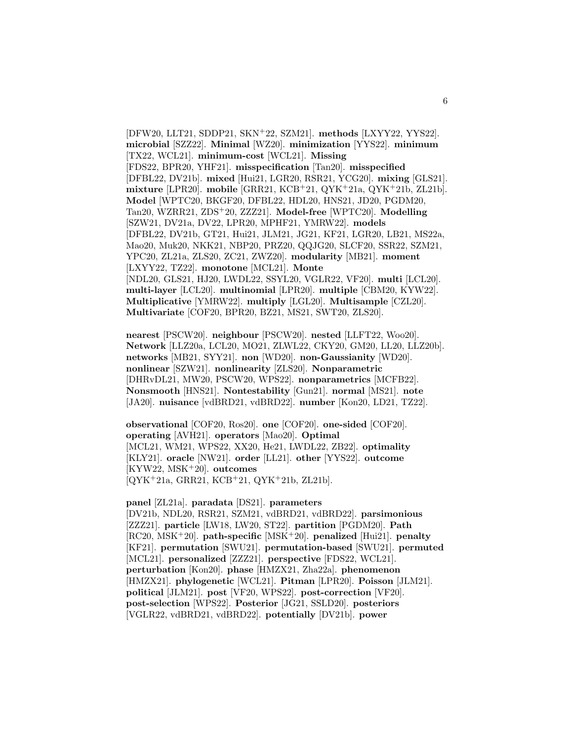[DFW20, LLT21, SDDP21, SKN[+]22, SZM21]. **methods** [LXYY22, YYS22]. **microbial** [SZZ22]. **Minimal** [WZ20]. **minimization** [YYS22]. **minimum** [TX22, WCL21]. **minimum-cost** [WCL21]. **Missing** [FDS22, BPR20, YHF21]. **misspecification** [Tan20]. **misspecified** [DFBL22, DV21b]. **mixed** [Hui21, LGR20, RSR21, YCG20]. **mixing** [GLS21]. **mixture** [LPR20]. **mobile** [GRR21, KCB[+]21, QYK[+]21a, QYK[+]21b, ZL21b]. **Model** [WPTC20, BKGF20, DFBL22, HDL20, HNS21, JD20, PGDM20, Tan20, WZRR21, ZDS[+]20, ZZZ21]. **Model-free** [WPTC20]. **Modelling** [SZW21, DV21a, DV22, LPR20, MPHF21, YMRW22]. **models** [DFBL22, DV21b, GT21, Hui21, JLM21, JG21, KF21, LGR20, LB21, MS22a, Mao20, Muk20, NKK21, NBP20, PRZ20, QQJG20, SLCF20, SSR22, SZM21, YPC20, ZL21a, ZLS20, ZC21, ZWZ20]. **modularity** [MB21]. **moment** [LXYY22, TZ22]. **monotone** [MCL21]. **Monte** [NDL20, GLS21, HJ20, LWDL22, SSYL20, VGLR22, VF20]. **multi** [LCL20]. **multi-layer** [LCL20]. **multinomial** [LPR20]. **multiple** [CBM20, KYW22]. **multiply** [LGL20]. **Multisample** [CZL20]. **Multiplicative** [YMRW22]. **Multivariate** [COF20, BPR20, BZ21, MS21, SWT20, ZLS20].

**nearest** [PSCW20]. **neighbour** [PSCW20]. **nested** [LLFT22, Woo20]. **Network** [LLZ20a, LCL20, MO21, ZLWL22, CKY20, GM20, LL20, LLZ20b]. **networks** [MB21, SYY21]. **non** [WD20]. **non-Gaussianity** [WD20]. **nonlinear** [SZW21]. **nonlinearity** [ZLS20]. **Nonparametric** [DHRvDL21, MW20, PSCW20, WPS22]. **nonparametrics** [MCFB22]. **Nonsmooth** [HNS21]. **Nontestability** [Gun21]. **normal** [MS21]. **note** [JA20]. **nuisance** [vdBRD21, vdBRD22]. **number** [Kon20, LD21, TZ22].

**observational** [COF20, Ros20]. **one** [COF20]. **one-sided** [COF20]. **operating** [AVH21]. **operators** [Mao20]. **Optimal** [MCL21, WM21, WPS22, XX20, He21, LWDL22, ZB22]. **optimality** [KLY21]. **oracle** [NW21]. **order** [LL21]. **other** [YYS22]. **outcome** [KYW22, MSK[+]20]. **outcomes** [QYK[+]21a, GRR21, KCB[+]21, QYK[+]21b, ZL21b].

**panel** [ZL21a]. **paradata** [DS21]. **parameters** [DV21b, NDL20, RSR21, SZM21, vdBRD21, vdBRD22]. **parsimonious** [ZZZ21]. **particle** [LW18, LW20, ST22]. **partition** [PGDM20]. **Path** [RC20, MSK[+]20]. **path-specific** [MSK[+]20]. **penalized** [Hui21]. **penalty** [KF21]. **permutation** [SWU21]. **permutation-based** [SWU21]. **permuted** [MCL21]. **personalized** [ZZZ21]. **perspective** [FDS22, WCL21]. **perturbation** [Kon20]. **phase** [HMZX21, Zha22a]. **phenomenon** [HMZX21]. **phylogenetic** [WCL21]. **Pitman** [LPR20]. **Poisson** [JLM21]. **political** [JLM21]. **post** [VF20, WPS22]. **post-correction** [VF20]. **post-selection** [WPS22]. **Posterior** [JG21, SSLD20]. **posteriors** [VGLR22, vdBRD21, vdBRD22]. **potentially** [DV21b]. **power**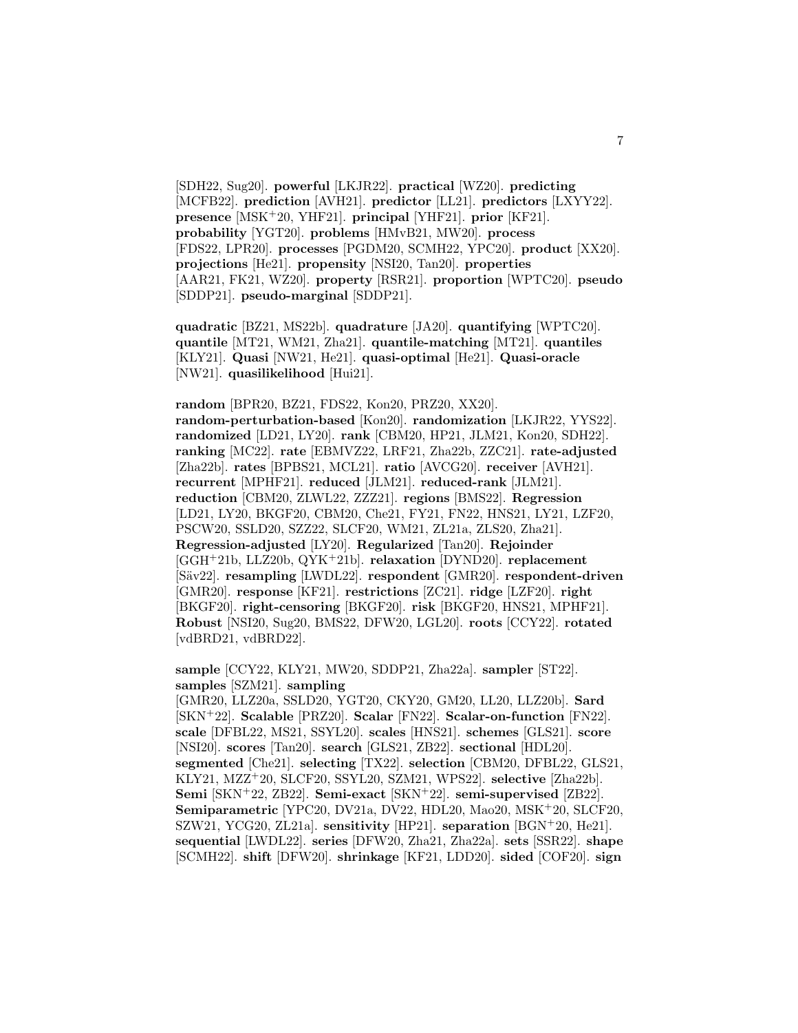[SDH22, Sug20]. **powerful** [LKJR22]. **practical** [WZ20]. **predicting** [MCFB22]. **prediction** [AVH21]. **predictor** [LL21]. **predictors** [LXYY22]. **presence** [MSK+20, YHF21]. **principal** [YHF21]. **prior** [KF21]. **probability** [YGT20]. **problems** [HMvB21, MW20]. **process** [FDS22, LPR20]. **processes** [PGDM20, SCMH22, YPC20]. **product** [XX20]. **projections** [He21]. **propensity** [NSI20, Tan20]. **properties** [AAR21, FK21, WZ20]. **property** [RSR21]. **proportion** [WPTC20]. **pseudo** [SDDP21]. **pseudo-marginal** [SDDP21].

**quadratic** [BZ21, MS22b]. **quadrature** [JA20]. **quantifying** [WPTC20]. **quantile** [MT21, WM21, Zha21]. **quantile-matching** [MT21]. **quantiles** [KLY21]. **Quasi** [NW21, He21]. **quasi-optimal** [He21]. **Quasi-oracle** [NW21]. **quasilikelihood** [Hui21].

**random** [BPR20, BZ21, FDS22, Kon20, PRZ20, XX20]. **random-perturbation-based** [Kon20]. **randomization** [LKJR22, YYS22]. **randomized** [LD21, LY20]. **rank** [CBM20, HP21, JLM21, Kon20, SDH22]. **ranking** [MC22]. **rate** [EBMVZ22, LRF21, Zha22b, ZZC21]. **rate-adjusted** [Zha22b]. **rates** [BPBS21, MCL21]. **ratio** [AVCG20]. **receiver** [AVH21]. **recurrent** [MPHF21]. **reduced** [JLM21]. **reduced-rank** [JLM21]. **reduction** [CBM20, ZLWL22, ZZZ21]. **regions** [BMS22]. **Regression** [LD21, LY20, BKGF20, CBM20, Che21, FY21, FN22, HNS21, LY21, LZF20, PSCW20, SSLD20, SZZ22, SLCF20, WM21, ZL21a, ZLS20, Zha21]. **Regression-adjusted** [LY20]. **Regularized** [Tan20]. **Rejoinder** [GGH+21b, LLZ20b, QYK+21b]. **relaxation** [DYND20]. **replacement** [Säv22]. **resampling** [LWDL22]. **respondent** [GMR20]. **respondent-driven** [GMR20]. **response** [KF21]. **restrictions** [ZC21]. **ridge** [LZF20]. **right** [BKGF20]. **right-censoring** [BKGF20]. **risk** [BKGF20, HNS21, MPHF21]. **Robust** [NSI20, Sug20, BMS22, DFW20, LGL20]. **roots** [CCY22]. **rotated** [vdBRD21, vdBRD22].

**sample** [CCY22, KLY21, MW20, SDDP21, Zha22a]. **sampler** [ST22]. **samples** [SZM21]. **sampling** [GMR20, LLZ20a, SSLD20, YGT20, CKY20, GM20, LL20, LLZ20b]. **Sard** [SKN+22]. **Scalable** [PRZ20]. **Scalar** [FN22]. **Scalar-on-function** [FN22]. **scale** [DFBL22, MS21, SSYL20]. **scales** [HNS21]. **schemes** [GLS21]. **score** [NSI20]. **scores** [Tan20]. **search** [GLS21, ZB22]. **sectional** [HDL20]. **segmented** [Che21]. **selecting** [TX22]. **selection** [CBM20, DFBL22, GLS21, KLY21, MZZ+20, SLCF20, SSYL20, SZM21, WPS22]. **selective** [Zha22b]. **Semi** [SKN+22, ZB22]. **Semi-exact** [SKN+22]. **semi-supervised** [ZB22]. **Semiparametric** [YPC20, DV21a, DV22, HDL20, Mao20, MSK+20, SLCF20, SZW21, YCG20, ZL21a]. **sensitivity** [HP21]. **separation** [BGN+20, He21]. **sequential** [LWDL22]. **series** [DFW20, Zha21, Zha22a]. **sets** [SSR22]. **shape** [SCMH22]. **shift** [DFW20]. **shrinkage** [KF21, LDD20]. **sided** [COF20]. **sign**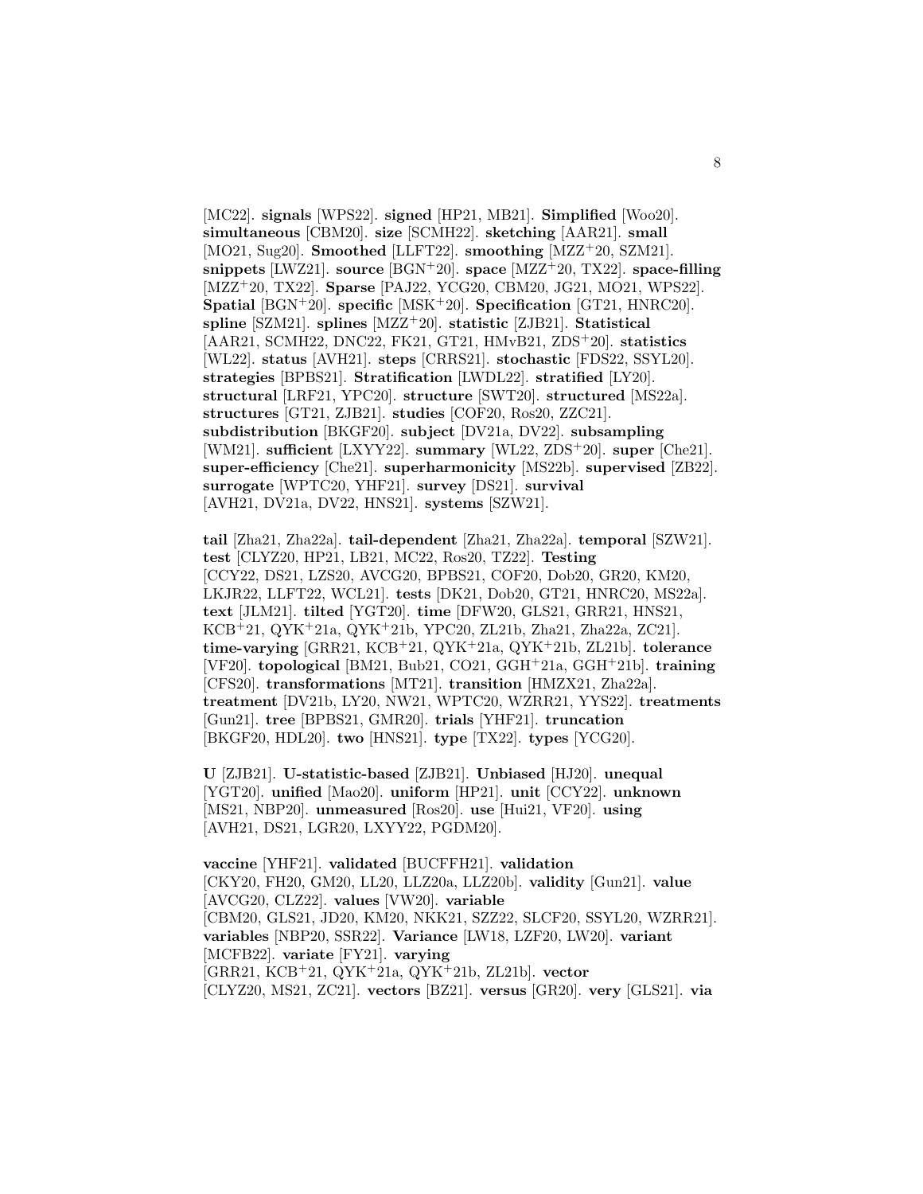[MC22]. **signals** [WPS22]. **signed** [HP21, MB21]. **Simplified** [Woo20]. **simultaneous** [CBM20]. **size** [SCMH22]. **sketching** [AAR21]. **small** [MO21, Sug20]. **Smoothed** [LLFT22]. **smoothing** [MZZ+20, SZM21]. **snippets** [LWZ21]. **source** [BGN+20]. **space** [MZZ+20, TX22]. **space-filling** [MZZ+20, TX22]. **Sparse** [PAJ22, YCG20, CBM20, JG21, MO21, WPS22]. **Spatial** [BGN+20]. **specific** [MSK+20]. **Specification** [GT21, HNRC20]. **spline** [SZM21]. **splines** [MZZ+20]. **statistic** [ZJB21]. **Statistical** [AAR21, SCMH22, DNC22, FK21, GT21, HMvB21, ZDS+20]. **statistics** [WL22]. **status** [AVH21]. **steps** [CRRS21]. **stochastic** [FDS22, SSYL20]. **strategies** [BPBS21]. **Stratification** [LWDL22]. **stratified** [LY20]. **structural** [LRF21, YPC20]. **structure** [SWT20]. **structured** [MS22a]. **structures** [GT21, ZJB21]. **studies** [COF20, Ros20, ZZC21]. **subdistribution** [BKGF20]. **subject** [DV21a, DV22]. **subsampling** [WM21]. **sufficient** [LXYY22]. **summary** [WL22, ZDS+20]. **super** [Che21]. **super-efficiency** [Che21]. **superharmonicity** [MS22b]. **supervised** [ZB22]. **surrogate** [WPTC20, YHF21]. **survey** [DS21]. **survival** [AVH21, DV21a, DV22, HNS21]. **systems** [SZW21].

**tail** [Zha21, Zha22a]. **tail-dependent** [Zha21, Zha22a]. **temporal** [SZW21]. **test** [CLYZ20, HP21, LB21, MC22, Ros20, TZ22]. **Testing** [CCY22, DS21, LZS20, AVCG20, BPBS21, COF20, Dob20, GR20, KM20, LKJR22, LLFT22, WCL21]. **tests** [DK21, Dob20, GT21, HNRC20, MS22a]. **text** [JLM21]. **tilted** [YGT20]. **time** [DFW20, GLS21, GRR21, HNS21, KCB+21, QYK+21a, QYK+21b, YPC20, ZL21b, Zha21, Zha22a, ZC21]. **time-varying** [GRR21, KCB+21, QYK+21a, QYK+21b, ZL21b]. **tolerance** [VF20]. **topological** [BM21, Bub21, CO21, GGH+21a, GGH+21b]. **training** [CFS20]. **transformations** [MT21]. **transition** [HMZX21, Zha22a]. **treatment** [DV21b, LY20, NW21, WPTC20, WZRR21, YYS22]. **treatments** [Gun21]. **tree** [BPBS21, GMR20]. **trials** [YHF21]. **truncation** [BKGF20, HDL20]. **two** [HNS21]. **type** [TX22]. **types** [YCG20].

**U** [ZJB21]. **U-statistic-based** [ZJB21]. **Unbiased** [HJ20]. **unequal** [YGT20]. **unified** [Mao20]. **uniform** [HP21]. **unit** [CCY22]. **unknown** [MS21, NBP20]. **unmeasured** [Ros20]. **use** [Hui21, VF20]. **using** [AVH21, DS21, LGR20, LXYY22, PGDM20].

**vaccine** [YHF21]. **validated** [BUCFFH21]. **validation** [CKY20, FH20, GM20, LL20, LLZ20a, LLZ20b]. **validity** [Gun21]. **value** [AVCG20, CLZ22]. **values** [VW20]. **variable** [CBM20, GLS21, JD20, KM20, NKK21, SZZ22, SLCF20, SSYL20, WZRR21]. **variables** [NBP20, SSR22]. **Variance** [LW18, LZF20, LW20]. **variant** [MCFB22]. **variate** [FY21]. **varying** [GRR21, KCB+21, QYK+21a, QYK+21b, ZL21b]. **vector** [CLYZ20, MS21, ZC21]. **vectors** [BZ21]. **versus** [GR20]. **very** [GLS21]. **via**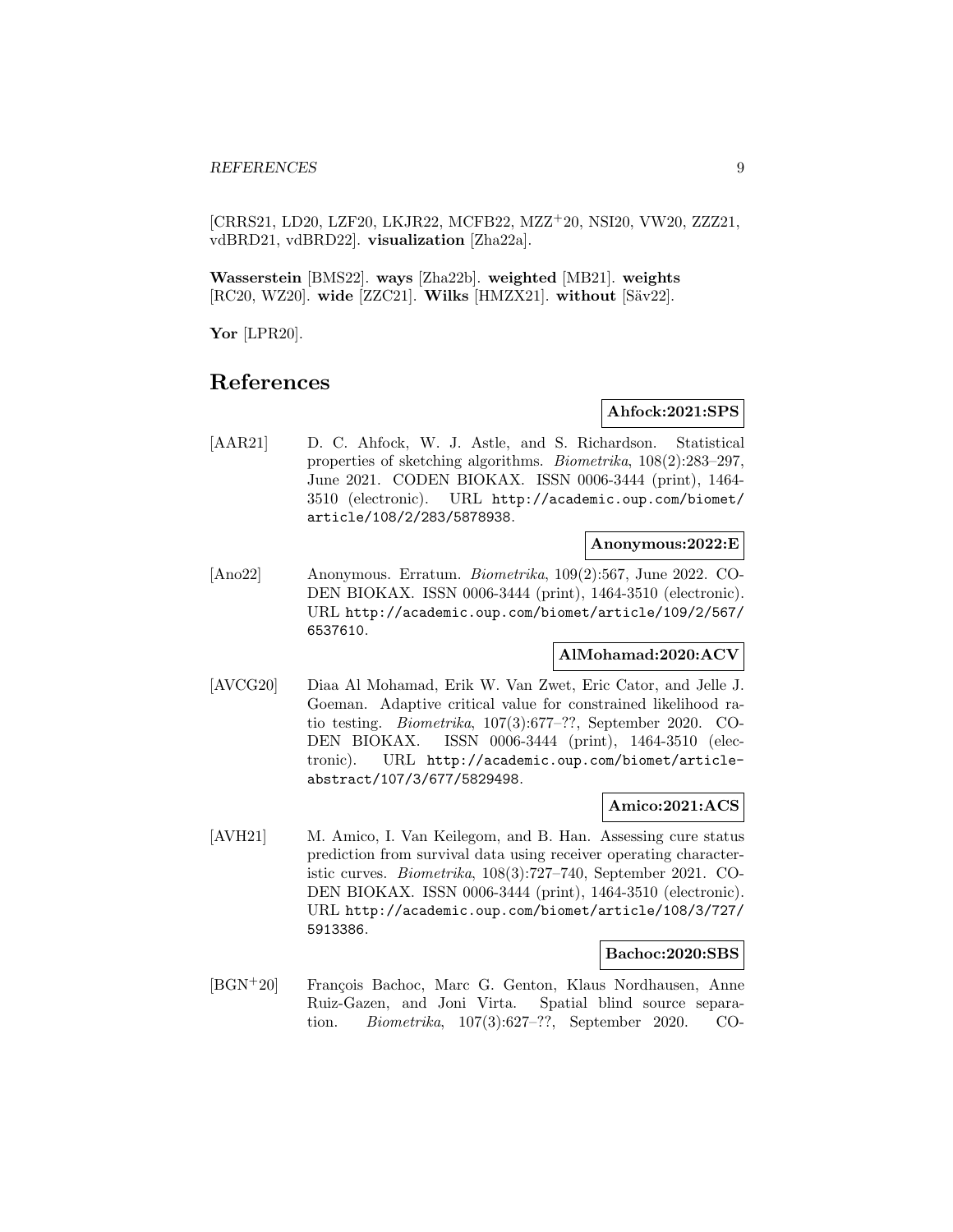[CRRS21, LD20, LZF20, LKJR22, MCFB22, MZZ+20, NSI20, VW20, ZZZ21, vdBRD21, vdBRD22]. **visualization** [Zha22a].

**Wasserstein** [BMS22]. **ways** [Zha22b]. **weighted** [MB21]. **weights** [RC20, WZ20]. **wide** [ZZC21]. **Wilks** [HMZX21]. **without** [Säv22].

**Yor** [LPR20].

## References

**Ahfock:2021:SPS**

[AAR21] D. C. Ahfock, W. J. Astle, and S. Richardson. Statistical properties of sketching algorithms. *Biometrika*, 108(2):283–297, June 2021. CODEN BIOKAX. ISSN 0006-3444 (print), 1464-3510 (electronic). URL http://academic.oup.com/biomet/article/108/2/283/5878938.

**Anonymous:2022:E**

[Ano22] Anonymous. Erratum. *Biometrika*, 109(2):567, June 2022. CODEN BIOKAX. ISSN 0006-3444 (print), 1464-3510 (electronic). URL http://academic.oup.com/biomet/article/109/2/567/6537610.

**AlMohamad:2020:ACV**

[AVCG20] Diaa Al Mohamad, Erik W. Van Zwet, Eric Cator, and Jelle J. Goeman. Adaptive critical value for constrained likelihood ratio testing. *Biometrika*, 107(3):677–??, September 2020. CODEN BIOKAX. ISSN 0006-3444 (print), 1464-3510 (electronic). URL http://academic.oup.com/biomet/article-abstract/107/3/677/5829498.

**Amico:2021:ACS**

[AVH21] M. Amico, I. Van Keilegom, and B. Han. Assessing cure status prediction from survival data using receiver operating characteristic curves. *Biometrika*, 108(3):727–740, September 2021. CODEN BIOKAX. ISSN 0006-3444 (print), 1464-3510 (electronic). URL http://academic.oup.com/biomet/article/108/3/727/5913386.

**Bachoc:2020:SBS**

[BGN+20] François Bachoc, Marc G. Genton, Klaus Nordhausen, Anne Ruiz-Gazen, and Joni Virta. Spatial blind source separation. *Biometrika*, 107(3):627–??, September 2020. CO-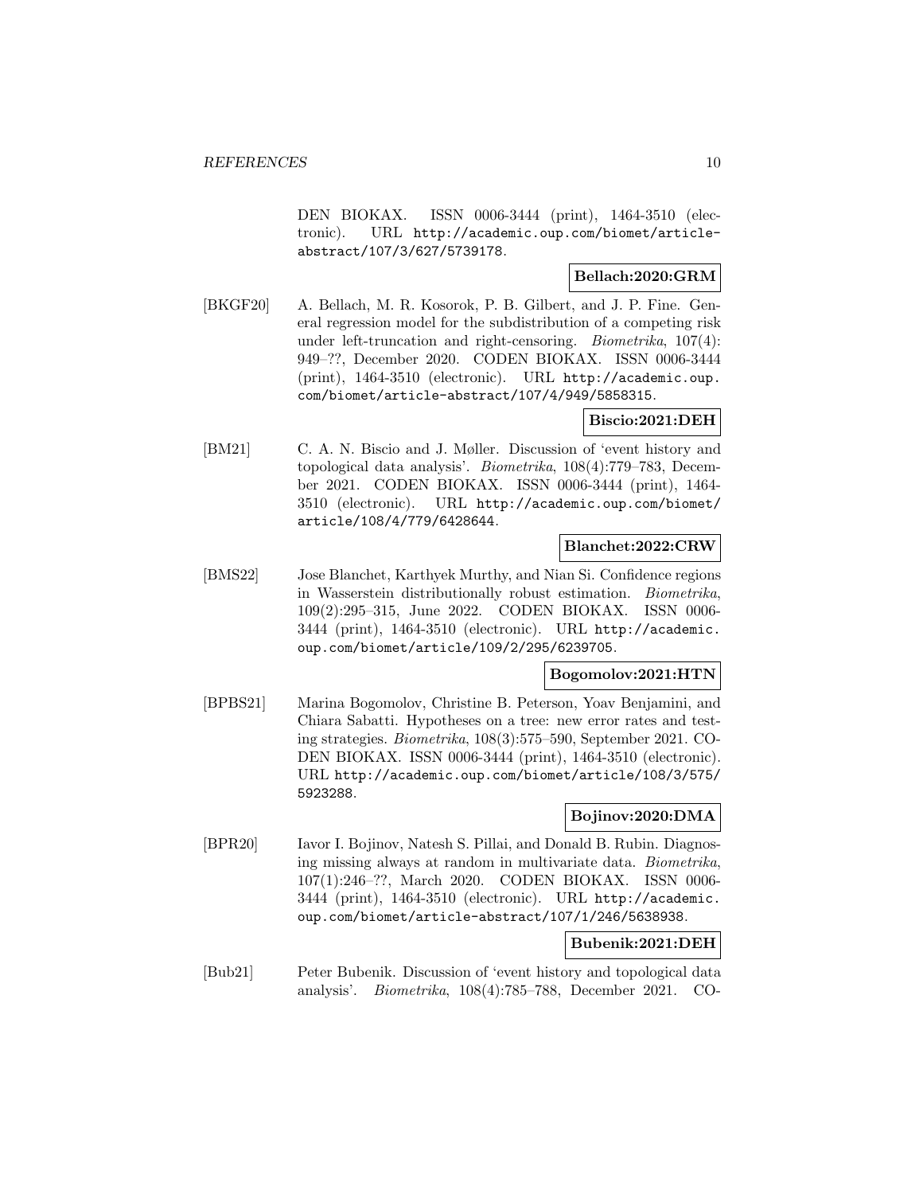DEN BIOKAX. ISSN 0006-3444 (print), 1464-3510 (electronic). URL http://academic.oup.com/biomet/article-abstract/107/3/627/5739178.

**Bellach:2020:GRM**

[BKGF20] A. Bellach, M. R. Kosorok, P. B. Gilbert, and J. P. Fine. General regression model for the subdistribution of a competing risk under left-truncation and right-censoring. *Biometrika*, 107(4): 949–??, December 2020. CODEN BIOKAX. ISSN 0006-3444 (print), 1464-3510 (electronic). URL http://academic.oup.com/biomet/article-abstract/107/4/949/5858315.

**Biscio:2021:DEH**

[BM21] C. A. N. Biscio and J. Møller. Discussion of 'event history and topological data analysis'. *Biometrika*, 108(4):779–783, December 2021. CODEN BIOKAX. ISSN 0006-3444 (print), 1464-3510 (electronic). URL http://academic.oup.com/biomet/article/108/4/779/6428644.

**Blanchet:2022:CRW**

[BMS22] Jose Blanchet, Karthyek Murthy, and Nian Si. Confidence regions in Wasserstein distributionally robust estimation. *Biometrika*, 109(2):295–315, June 2022. CODEN BIOKAX. ISSN 0006-3444 (print), 1464-3510 (electronic). URL http://academic.oup.com/biomet/article/109/2/295/6239705.

**Bogomolov:2021:HTN**

[BPBS21] Marina Bogomolov, Christine B. Peterson, Yoav Benjamini, and Chiara Sabatti. Hypotheses on a tree: new error rates and testing strategies. *Biometrika*, 108(3):575–590, September 2021. CODEN BIOKAX. ISSN 0006-3444 (print), 1464-3510 (electronic). URL http://academic.oup.com/biomet/article/108/3/575/5923288.

**Bojinov:2020:DMA**

[BPR20] Iavor I. Bojinov, Natesh S. Pillai, and Donald B. Rubin. Diagnosing missing always at random in multivariate data. *Biometrika*, 107(1):246–??, March 2020. CODEN BIOKAX. ISSN 0006-3444 (print), 1464-3510 (electronic). URL http://academic.oup.com/biomet/article-abstract/107/1/246/5638938.

**Bubenik:2021:DEH**

[Bub21] Peter Bubenik. Discussion of 'event history and topological data analysis'. *Biometrika*, 108(4):785–788, December 2021. CO-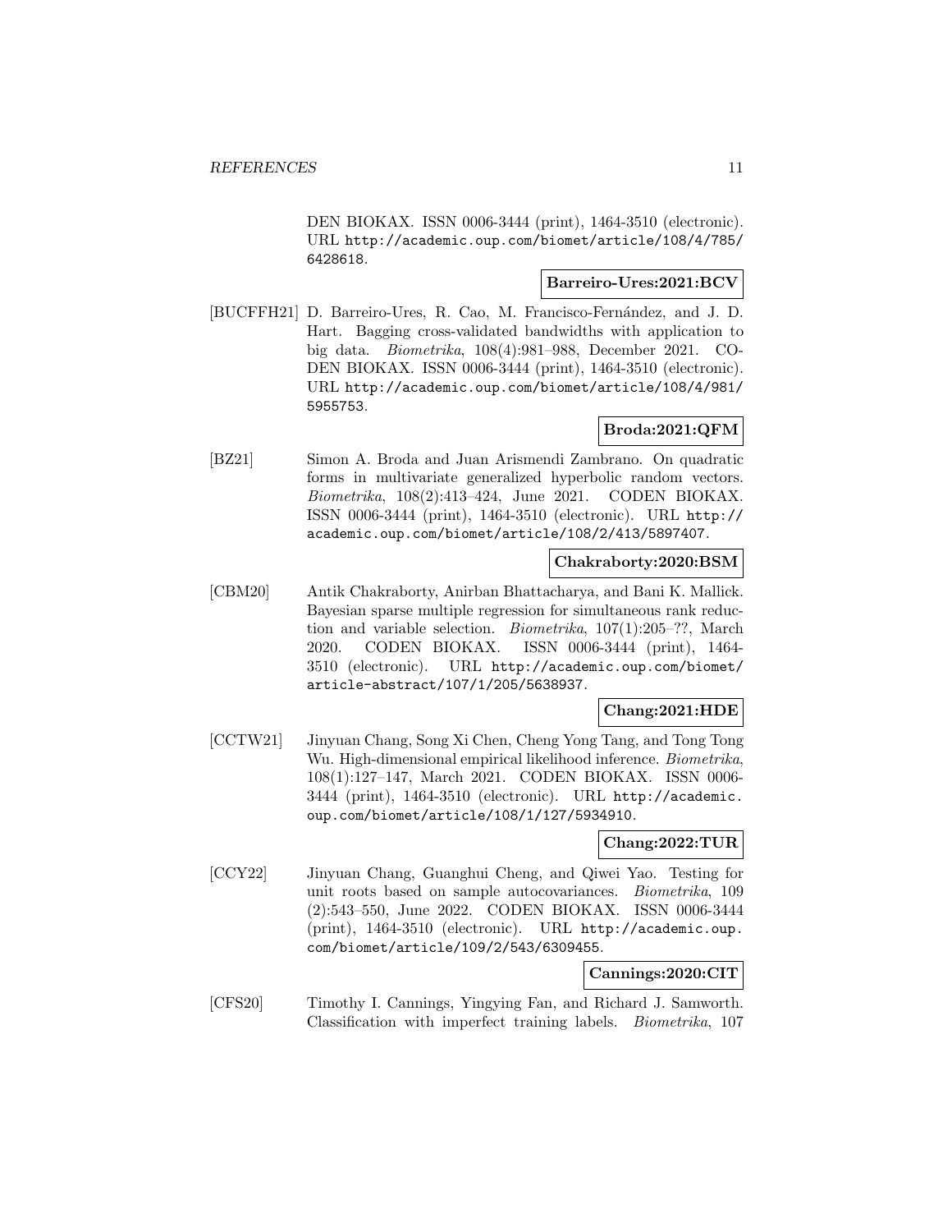DEN BIOKAX. ISSN 0006-3444 (print), 1464-3510 (electronic). URL http://academic.oup.com/biomet/article/108/4/785/6428618.

**Barreiro-Ures:2021:BCV**

[BUCFFH21] D. Barreiro-Ures, R. Cao, M. Francisco-Fernández, and J. D. Hart. Bagging cross-validated bandwidths with application to big data. *Biometrika*, 108(4):981–988, December 2021. CODEN BIOKAX. ISSN 0006-3444 (print), 1464-3510 (electronic). URL http://academic.oup.com/biomet/article/108/4/981/5955753.

**Broda:2021:QFM**

[BZ21] Simon A. Broda and Juan Arismendi Zambrano. On quadratic forms in multivariate generalized hyperbolic random vectors. *Biometrika*, 108(2):413–424, June 2021. CODEN BIOKAX. ISSN 0006-3444 (print), 1464-3510 (electronic). URL http://academic.oup.com/biomet/article/108/2/413/5897407.

**Chakraborty:2020:BSM**

[CBM20] Antik Chakraborty, Anirban Bhattacharya, and Bani K. Mallick. Bayesian sparse multiple regression for simultaneous rank reduction and variable selection. *Biometrika*, 107(1):205–??, March 2020. CODEN BIOKAX. ISSN 0006-3444 (print), 1464-3510 (electronic). URL http://academic.oup.com/biomet/article-abstract/107/1/205/5638937.

**Chang:2021:HDE**

[CCTW21] Jinyuan Chang, Song Xi Chen, Cheng Yong Tang, and Tong Tong Wu. High-dimensional empirical likelihood inference. *Biometrika*, 108(1):127–147, March 2021. CODEN BIOKAX. ISSN 0006-3444 (print), 1464-3510 (electronic). URL http://academic.oup.com/biomet/article/108/1/127/5934910.

**Chang:2022:TUR**

[CCY22] Jinyuan Chang, Guanghui Cheng, and Qiwei Yao. Testing for unit roots based on sample autocovariances. *Biometrika*, 109 (2):543–550, June 2022. CODEN BIOKAX. ISSN 0006-3444 (print), 1464-3510 (electronic). URL http://academic.oup.com/biomet/article/109/2/543/6309455.

**Cannings:2020:CIT**

[CFS20] Timothy I. Cannings, Yingying Fan, and Richard J. Samworth. Classification with imperfect training labels. *Biometrika*, 107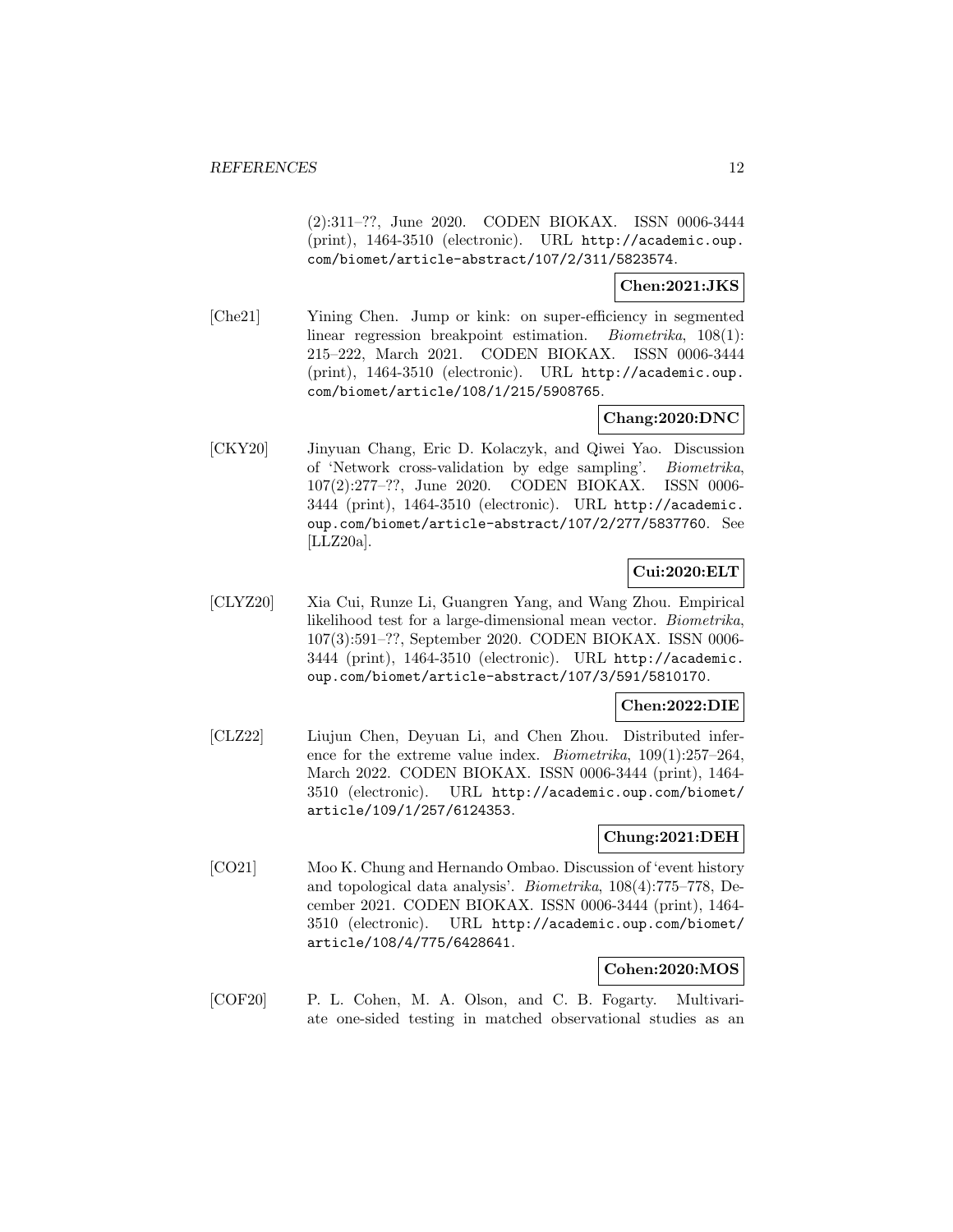(2):311–??, June 2020. CODEN BIOKAX. ISSN 0006-3444 (print), 1464-3510 (electronic). URL http://academic.oup.com/biomet/article-abstract/107/2/311/5823574.

**Chen:2021:JKS**

[Che21] Yining Chen. Jump or kink: on super-efficiency in segmented linear regression breakpoint estimation. *Biometrika*, 108(1): 215–222, March 2021. CODEN BIOKAX. ISSN 0006-3444 (print), 1464-3510 (electronic). URL http://academic.oup.com/biomet/article/108/1/215/5908765.

**Chang:2020:DNC**

[CKY20] Jinyuan Chang, Eric D. Kolaczyk, and Qiwei Yao. Discussion of 'Network cross-validation by edge sampling'. *Biometrika*, 107(2):277–??, June 2020. CODEN BIOKAX. ISSN 0006-3444 (print), 1464-3510 (electronic). URL http://academic.oup.com/biomet/article-abstract/107/2/277/5837760. See [LLZ20a].

**Cui:2020:ELT**

[CLYZ20] Xia Cui, Runze Li, Guangren Yang, and Wang Zhou. Empirical likelihood test for a large-dimensional mean vector. *Biometrika*, 107(3):591–??, September 2020. CODEN BIOKAX. ISSN 0006-3444 (print), 1464-3510 (electronic). URL http://academic.oup.com/biomet/article-abstract/107/3/591/5810170.

**Chen:2022:DIE**

[CLZ22] Liujun Chen, Deyuan Li, and Chen Zhou. Distributed inference for the extreme value index. *Biometrika*, 109(1):257–264, March 2022. CODEN BIOKAX. ISSN 0006-3444 (print), 1464-3510 (electronic). URL http://academic.oup.com/biomet/article/109/1/257/6124353.

**Chung:2021:DEH**

[CO21] Moo K. Chung and Hernando Ombao. Discussion of 'event history and topological data analysis'. *Biometrika*, 108(4):775–778, December 2021. CODEN BIOKAX. ISSN 0006-3444 (print), 1464-3510 (electronic). URL http://academic.oup.com/biomet/article/108/4/775/6428641.

**Cohen:2020:MOS**

[COF20] P. L. Cohen, M. A. Olson, and C. B. Fogarty. Multivariate one-sided testing in matched observational studies as an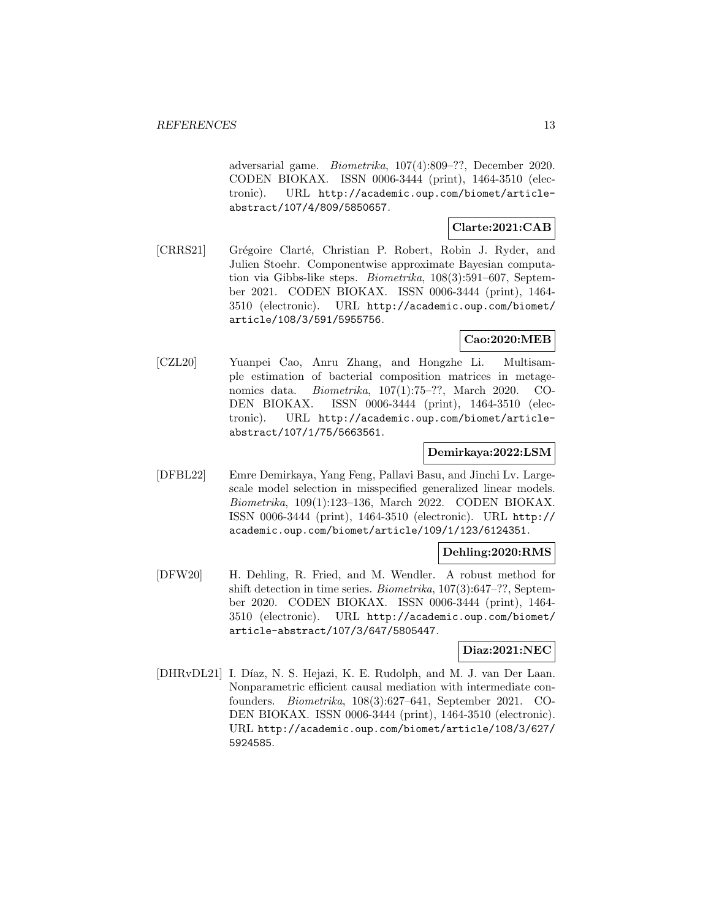adversarial game. *Biometrika*, 107(4):809–??, December 2020. CODEN BIOKAX. ISSN 0006-3444 (print), 1464-3510 (electronic). URL http://academic.oup.com/biomet/article-abstract/107/4/809/5850657.

**Clarte:2021:CAB**

[CRRS21] Grégoire Clarté, Christian P. Robert, Robin J. Ryder, and Julien Stoehr. Componentwise approximate Bayesian computation via Gibbs-like steps. *Biometrika*, 108(3):591–607, September 2021. CODEN BIOKAX. ISSN 0006-3444 (print), 1464-3510 (electronic). URL http://academic.oup.com/biomet/article/108/3/591/5955756.

**Cao:2020:MEB**

[CZL20] Yuanpei Cao, Anru Zhang, and Hongzhe Li. Multisample estimation of bacterial composition matrices in metagenomics data. *Biometrika*, 107(1):75–??, March 2020. CODEN BIOKAX. ISSN 0006-3444 (print), 1464-3510 (electronic). URL http://academic.oup.com/biomet/article-abstract/107/1/75/5663561.

**Demirkaya:2022:LSM**

[DFBL22] Emre Demirkaya, Yang Feng, Pallavi Basu, and Jinchi Lv. Large-scale model selection in misspecified generalized linear models. *Biometrika*, 109(1):123–136, March 2022. CODEN BIOKAX. ISSN 0006-3444 (print), 1464-3510 (electronic). URL http://academic.oup.com/biomet/article/109/1/123/6124351.

**Dehling:2020:RMS**

[DFW20] H. Dehling, R. Fried, and M. Wendler. A robust method for shift detection in time series. *Biometrika*, 107(3):647–??, September 2020. CODEN BIOKAX. ISSN 0006-3444 (print), 1464-3510 (electronic). URL http://academic.oup.com/biomet/article-abstract/107/3/647/5805447.

**Diaz:2021:NEC**

[DHRvDL21] I. Díaz, N. S. Hejazi, K. E. Rudolph, and M. J. van Der Laan. Nonparametric efficient causal mediation with intermediate confounders. *Biometrika*, 108(3):627–641, September 2021. CODEN BIOKAX. ISSN 0006-3444 (print), 1464-3510 (electronic). URL http://academic.oup.com/biomet/article/108/3/627/5924585.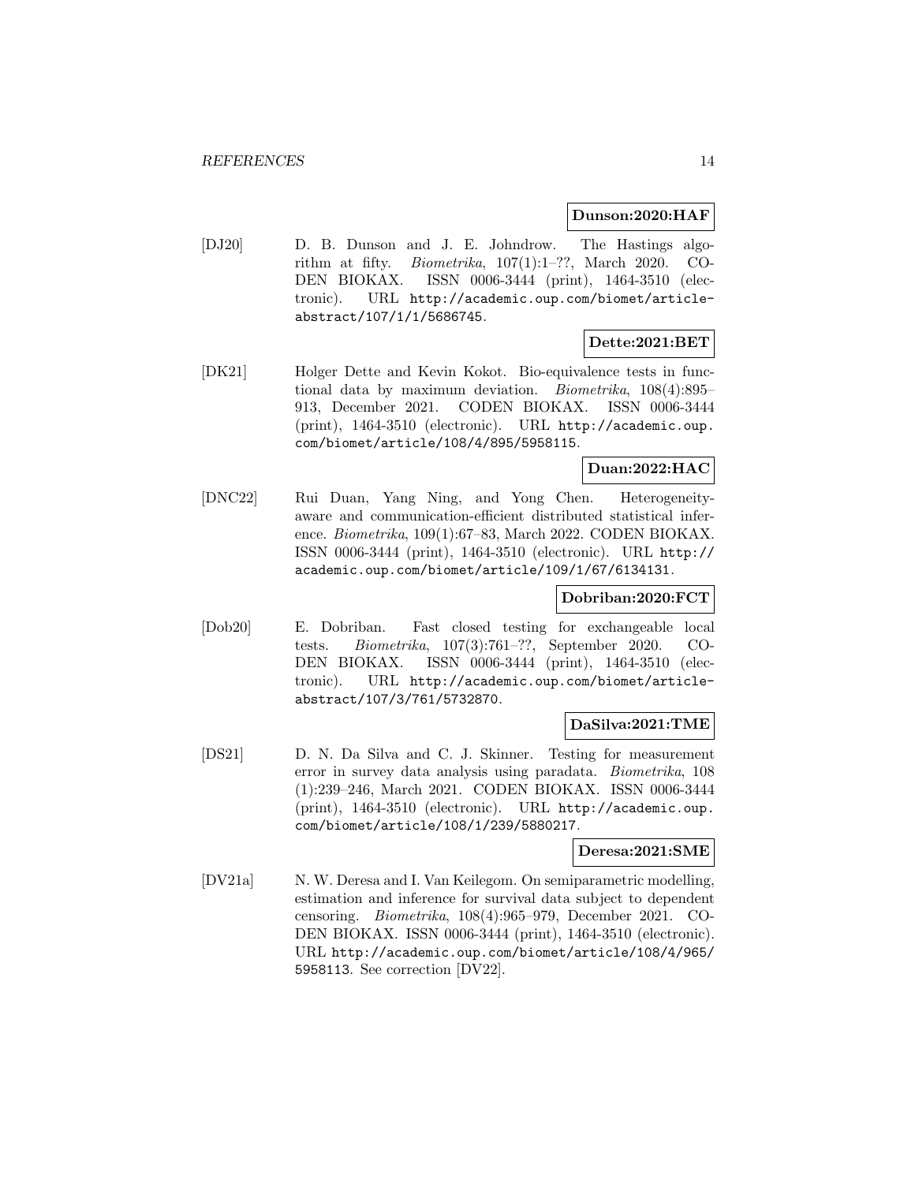**Dunson:2020:HAF**

[DJ20] D. B. Dunson and J. E. Johndrow. The Hastings algorithm at fifty. *Biometrika*, 107(1):1–??, March 2020. CODEN BIOKAX. ISSN 0006-3444 (print), 1464-3510 (electronic). URL http://academic.oup.com/biomet/article-abstract/107/1/1/5686745.

**Dette:2021:BET**

[DK21] Holger Dette and Kevin Kokot. Bio-equivalence tests in functional data by maximum deviation. *Biometrika*, 108(4):895–913, December 2021. CODEN BIOKAX. ISSN 0006-3444 (print), 1464-3510 (electronic). URL http://academic.oup.com/biomet/article/108/4/895/5958115.

**Duan:2022:HAC**

[DNC22] Rui Duan, Yang Ning, and Yong Chen. Heterogeneity-aware and communication-efficient distributed statistical inference. *Biometrika*, 109(1):67–83, March 2022. CODEN BIOKAX. ISSN 0006-3444 (print), 1464-3510 (electronic). URL http://academic.oup.com/biomet/article/109/1/67/6134131.

**Dobriban:2020:FCT**

[Dob20] E. Dobriban. Fast closed testing for exchangeable local tests. *Biometrika*, 107(3):761–??, September 2020. CODEN BIOKAX. ISSN 0006-3444 (print), 1464-3510 (electronic). URL http://academic.oup.com/biomet/article-abstract/107/3/761/5732870.

**DaSilva:2021:TME**

[DS21] D. N. Da Silva and C. J. Skinner. Testing for measurement error in survey data analysis using paradata. *Biometrika*, 108(1):239–246, March 2021. CODEN BIOKAX. ISSN 0006-3444 (print), 1464-3510 (electronic). URL http://academic.oup.com/biomet/article/108/1/239/5880217.

**Deresa:2021:SME**

[DV21a] N. W. Deresa and I. Van Keilegom. On semiparametric modelling, estimation and inference for survival data subject to dependent censoring. *Biometrika*, 108(4):965–979, December 2021. CODEN BIOKAX. ISSN 0006-3444 (print), 1464-3510 (electronic). URL http://academic.oup.com/biomet/article/108/4/965/5958113. See correction [DV22].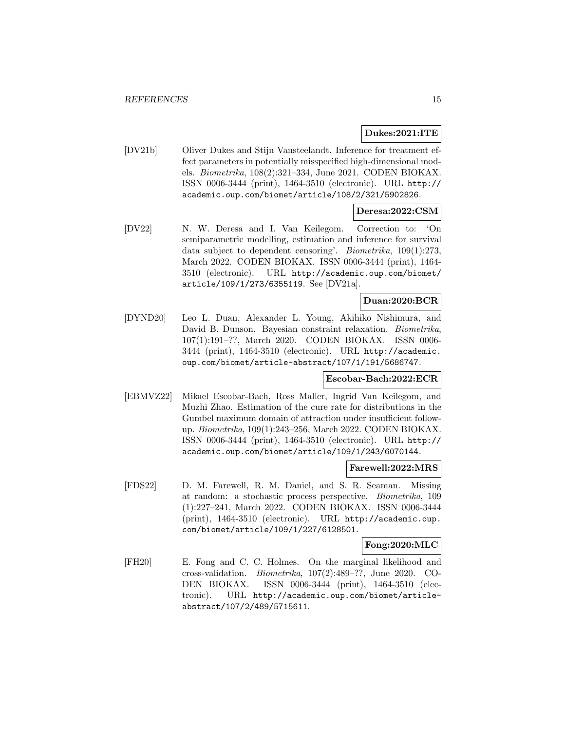**Dukes:2021:ITE**

[DV21b] Oliver Dukes and Stijn Vansteelandt. Inference for treatment effect parameters in potentially misspecified high-dimensional models. *Biometrika*, 108(2):321–334, June 2021. CODEN BIOKAX. ISSN 0006-3444 (print), 1464-3510 (electronic). URL `http://academic.oup.com/biomet/article/108/2/321/5902826`.

**Deresa:2022:CSM**

[DV22] N. W. Deresa and I. Van Keilegom. Correction to: 'On semiparametric modelling, estimation and inference for survival data subject to dependent censoring'. *Biometrika*, 109(1):273, March 2022. CODEN BIOKAX. ISSN 0006-3444 (print), 1464-3510 (electronic). URL `http://academic.oup.com/biomet/article/109/1/273/6355119`. See [DV21a].

**Duan:2020:BCR**

[DYND20] Leo L. Duan, Alexander L. Young, Akihiko Nishimura, and David B. Dunson. Bayesian constraint relaxation. *Biometrika*, 107(1):191–??, March 2020. CODEN BIOKAX. ISSN 0006-3444 (print), 1464-3510 (electronic). URL `http://academic.oup.com/biomet/article-abstract/107/1/191/5686747`.

**Escobar-Bach:2022:ECR**

[EBMVZ22] Mikael Escobar-Bach, Ross Maller, Ingrid Van Keilegom, and Muzhi Zhao. Estimation of the cure rate for distributions in the Gumbel maximum domain of attraction under insufficient follow-up. *Biometrika*, 109(1):243–256, March 2022. CODEN BIOKAX. ISSN 0006-3444 (print), 1464-3510 (electronic). URL `http://academic.oup.com/biomet/article/109/1/243/6070144`.

**Farewell:2022:MRS**

[FDS22] D. M. Farewell, R. M. Daniel, and S. R. Seaman. Missing at random: a stochastic process perspective. *Biometrika*, 109 (1):227–241, March 2022. CODEN BIOKAX. ISSN 0006-3444 (print), 1464-3510 (electronic). URL `http://academic.oup.com/biomet/article/109/1/227/6128501`.

**Fong:2020:MLC**

[FH20] E. Fong and C. C. Holmes. On the marginal likelihood and cross-validation. *Biometrika*, 107(2):489–??, June 2020. CODEN BIOKAX. ISSN 0006-3444 (print), 1464-3510 (electronic). URL `http://academic.oup.com/biomet/article-abstract/107/2/489/5715611`.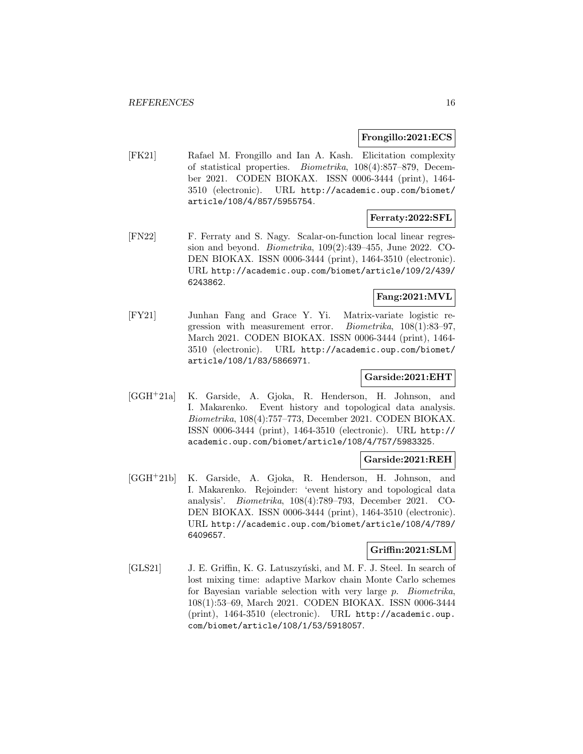**Frongillo:2021:ECS**

[FK21] Rafael M. Frongillo and Ian A. Kash. Elicitation complexity of statistical properties. *Biometrika*, 108(4):857–879, December 2021. CODEN BIOKAX. ISSN 0006-3444 (print), 1464-3510 (electronic). URL `http://academic.oup.com/biomet/article/108/4/857/5955754`.

**Ferraty:2022:SFL**

[FN22] F. Ferraty and S. Nagy. Scalar-on-function local linear regression and beyond. *Biometrika*, 109(2):439–455, June 2022. CODEN BIOKAX. ISSN 0006-3444 (print), 1464-3510 (electronic). URL `http://academic.oup.com/biomet/article/109/2/439/6243862`.

**Fang:2021:MVL**

[FY21] Junhan Fang and Grace Y. Yi. Matrix-variate logistic regression with measurement error. *Biometrika*, 108(1):83–97, March 2021. CODEN BIOKAX. ISSN 0006-3444 (print), 1464-3510 (electronic). URL `http://academic.oup.com/biomet/article/108/1/83/5866971`.

**Garside:2021:EHT**

[GGH+21a] K. Garside, A. Gjoka, R. Henderson, H. Johnson, and I. Makarenko. Event history and topological data analysis. *Biometrika*, 108(4):757–773, December 2021. CODEN BIOKAX. ISSN 0006-3444 (print), 1464-3510 (electronic). URL `http://academic.oup.com/biomet/article/108/4/757/5983325`.

**Garside:2021:REH**

[GGH+21b] K. Garside, A. Gjoka, R. Henderson, H. Johnson, and I. Makarenko. Rejoinder: 'event history and topological data analysis'. *Biometrika*, 108(4):789–793, December 2021. CODEN BIOKAX. ISSN 0006-3444 (print), 1464-3510 (electronic). URL `http://academic.oup.com/biomet/article/108/4/789/6409657`.

**Griffin:2021:SLM**

[GLS21] J. E. Griffin, K. G. Latuszyński, and M. F. J. Steel. In search of lost mixing time: adaptive Markov chain Monte Carlo schemes for Bayesian variable selection with very large p. *Biometrika*, 108(1):53–69, March 2021. CODEN BIOKAX. ISSN 0006-3444 (print), 1464-3510 (electronic). URL `http://academic.oup.com/biomet/article/108/1/53/5918057`.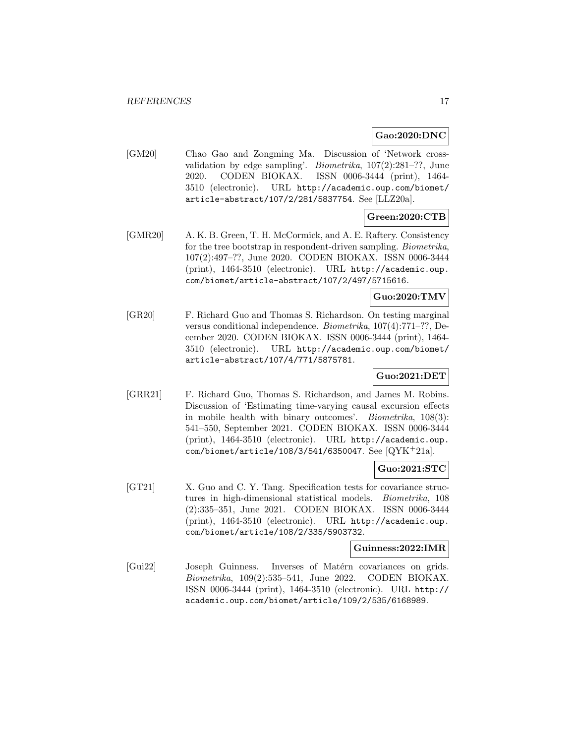**Gao:2020:DNC**

[GM20] Chao Gao and Zongming Ma. Discussion of 'Network cross-validation by edge sampling'. *Biometrika*, 107(2):281–??, June 2020. CODEN BIOKAX. ISSN 0006-3444 (print), 1464-3510 (electronic). URL http://academic.oup.com/biomet/article-abstract/107/2/281/5837754. See [LLZ20a].

**Green:2020:CTB**

[GMR20] A. K. B. Green, T. H. McCormick, and A. E. Raftery. Consistency for the tree bootstrap in respondent-driven sampling. *Biometrika*, 107(2):497–??, June 2020. CODEN BIOKAX. ISSN 0006-3444 (print), 1464-3510 (electronic). URL http://academic.oup.com/biomet/article-abstract/107/2/497/5715616.

**Guo:2020:TMV**

[GR20] F. Richard Guo and Thomas S. Richardson. On testing marginal versus conditional independence. *Biometrika*, 107(4):771–??, December 2020. CODEN BIOKAX. ISSN 0006-3444 (print), 1464-3510 (electronic). URL http://academic.oup.com/biomet/article-abstract/107/4/771/5875781.

**Guo:2021:DET**

[GRR21] F. Richard Guo, Thomas S. Richardson, and James M. Robins. Discussion of 'Estimating time-varying causal excursion effects in mobile health with binary outcomes'. *Biometrika*, 108(3): 541–550, September 2021. CODEN BIOKAX. ISSN 0006-3444 (print), 1464-3510 (electronic). URL http://academic.oup.com/biomet/article/108/3/541/6350047. See [QYK+21a].

**Guo:2021:STC**

[GT21] X. Guo and C. Y. Tang. Specification tests for covariance structures in high-dimensional statistical models. *Biometrika*, 108 (2):335–351, June 2021. CODEN BIOKAX. ISSN 0006-3444 (print), 1464-3510 (electronic). URL http://academic.oup.com/biomet/article/108/2/335/5903732.

**Guinness:2022:IMR**

[Gui22] Joseph Guinness. Inverses of Matérn covariances on grids. *Biometrika*, 109(2):535–541, June 2022. CODEN BIOKAX. ISSN 0006-3444 (print), 1464-3510 (electronic). URL http://academic.oup.com/biomet/article/109/2/535/6168989.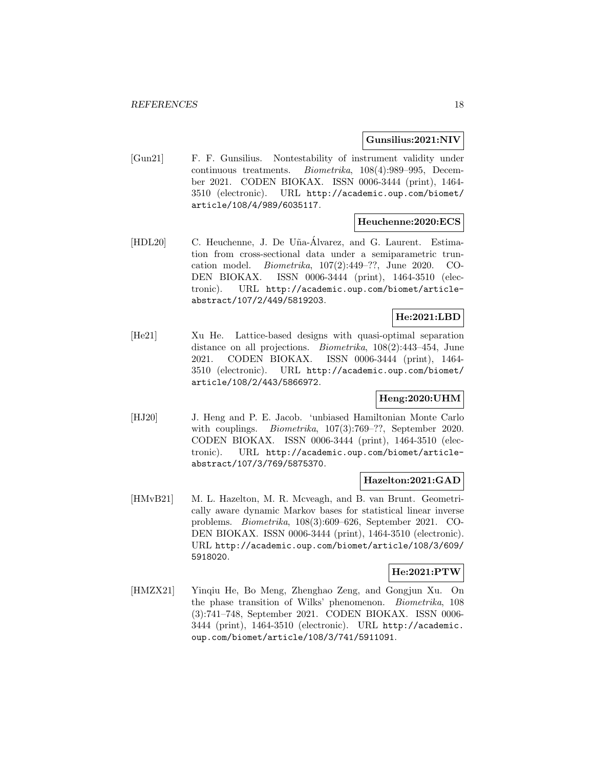**Gunsilius:2021:NIV**

[Gun21] F. F. Gunsilius. Nontestability of instrument validity under continuous treatments. *Biometrika*, 108(4):989–995, December 2021. CODEN BIOKAX. ISSN 0006-3444 (print), 1464-3510 (electronic). URL http://academic.oup.com/biomet/article/108/4/989/6035117.

**Heuchenne:2020:ECS**

[HDL20] C. Heuchenne, J. De Uña-Álvarez, and G. Laurent. Estimation from cross-sectional data under a semiparametric truncation model. *Biometrika*, 107(2):449–??, June 2020. CODEN BIOKAX. ISSN 0006-3444 (print), 1464-3510 (electronic). URL http://academic.oup.com/biomet/article-abstract/107/2/449/5819203.

**He:2021:LBD**

[He21] Xu He. Lattice-based designs with quasi-optimal separation distance on all projections. *Biometrika*, 108(2):443–454, June 2021. CODEN BIOKAX. ISSN 0006-3444 (print), 1464-3510 (electronic). URL http://academic.oup.com/biomet/article/108/2/443/5866972.

**Heng:2020:UHM**

[HJ20] J. Heng and P. E. Jacob. 'unbiased Hamiltonian Monte Carlo with couplings. *Biometrika*, 107(3):769–??, September 2020. CODEN BIOKAX. ISSN 0006-3444 (print), 1464-3510 (electronic). URL http://academic.oup.com/biomet/article-abstract/107/3/769/5875370.

**Hazelton:2021:GAD**

[HMvB21] M. L. Hazelton, M. R. Mcveagh, and B. van Brunt. Geometrically aware dynamic Markov bases for statistical linear inverse problems. *Biometrika*, 108(3):609–626, September 2021. CODEN BIOKAX. ISSN 0006-3444 (print), 1464-3510 (electronic). URL http://academic.oup.com/biomet/article/108/3/609/5918020.

**He:2021:PTW**

[HMZX21] Yinqiu He, Bo Meng, Zhenghao Zeng, and Gongjun Xu. On the phase transition of Wilks' phenomenon. *Biometrika*, 108 (3):741–748, September 2021. CODEN BIOKAX. ISSN 0006-3444 (print), 1464-3510 (electronic). URL http://academic.oup.com/biomet/article/108/3/741/5911091.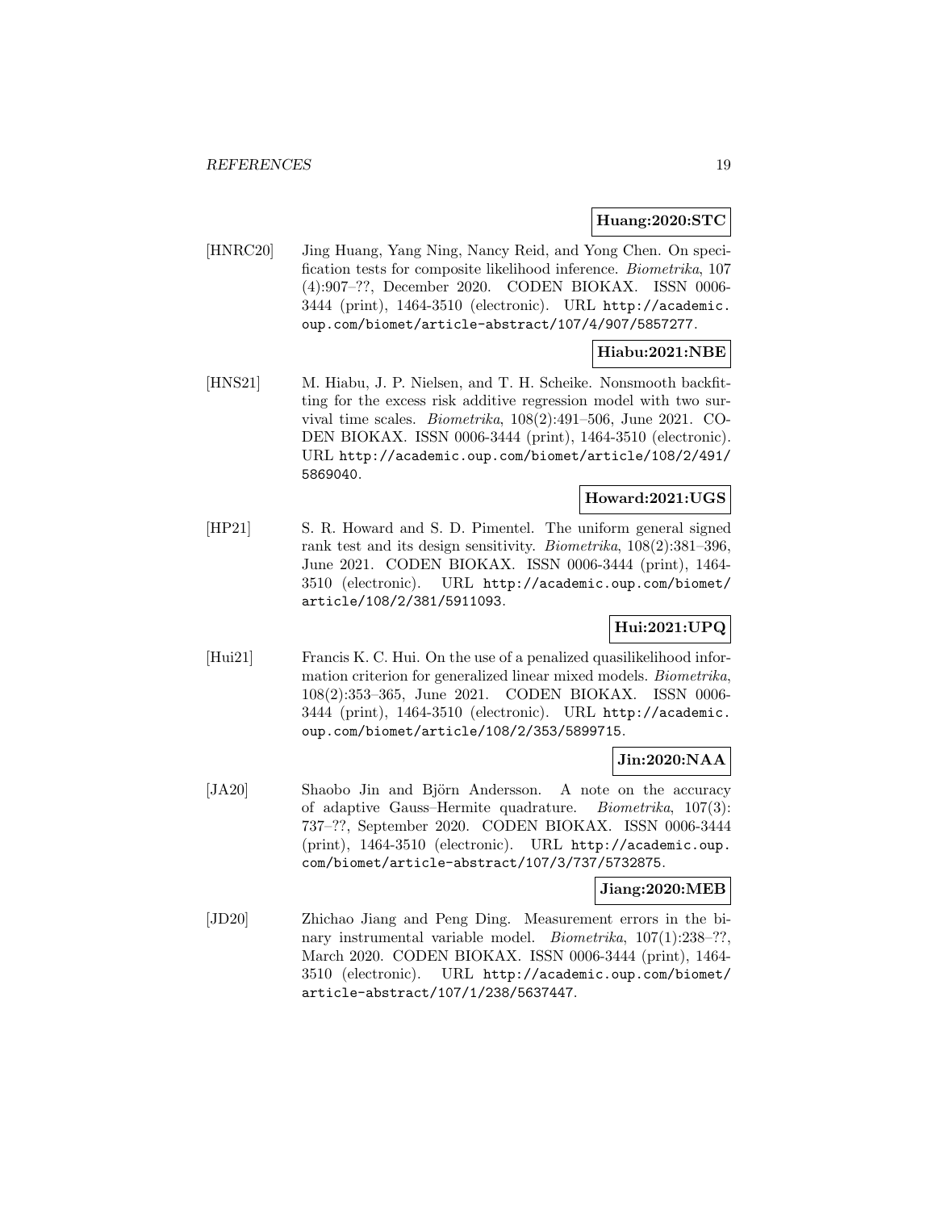**Huang:2020:STC**

[HNRC20] Jing Huang, Yang Ning, Nancy Reid, and Yong Chen. On specification tests for composite likelihood inference. *Biometrika*, 107 (4):907–??, December 2020. CODEN BIOKAX. ISSN 0006-3444 (print), 1464-3510 (electronic). URL http://academic.oup.com/biomet/article-abstract/107/4/907/5857277.

**Hiabu:2021:NBE**

[HNS21] M. Hiabu, J. P. Nielsen, and T. H. Scheike. Nonsmooth backfitting for the excess risk additive regression model with two survival time scales. *Biometrika*, 108(2):491–506, June 2021. CODEN BIOKAX. ISSN 0006-3444 (print), 1464-3510 (electronic). URL http://academic.oup.com/biomet/article/108/2/491/5869040.

**Howard:2021:UGS**

[HP21] S. R. Howard and S. D. Pimentel. The uniform general signed rank test and its design sensitivity. *Biometrika*, 108(2):381–396, June 2021. CODEN BIOKAX. ISSN 0006-3444 (print), 1464-3510 (electronic). URL http://academic.oup.com/biomet/article/108/2/381/5911093.

**Hui:2021:UPQ**

[Hui21] Francis K. C. Hui. On the use of a penalized quasilikelihood information criterion for generalized linear mixed models. *Biometrika*, 108(2):353–365, June 2021. CODEN BIOKAX. ISSN 0006-3444 (print), 1464-3510 (electronic). URL http://academic.oup.com/biomet/article/108/2/353/5899715.

**Jin:2020:NAA**

[JA20] Shaobo Jin and Björn Andersson. A note on the accuracy of adaptive Gauss–Hermite quadrature. *Biometrika*, 107(3): 737–??, September 2020. CODEN BIOKAX. ISSN 0006-3444 (print), 1464-3510 (electronic). URL http://academic.oup.com/biomet/article-abstract/107/3/737/5732875.

**Jiang:2020:MEB**

[JD20] Zhichao Jiang and Peng Ding. Measurement errors in the binary instrumental variable model. *Biometrika*, 107(1):238–??, March 2020. CODEN BIOKAX. ISSN 0006-3444 (print), 1464-3510 (electronic). URL http://academic.oup.com/biomet/article-abstract/107/1/238/5637447.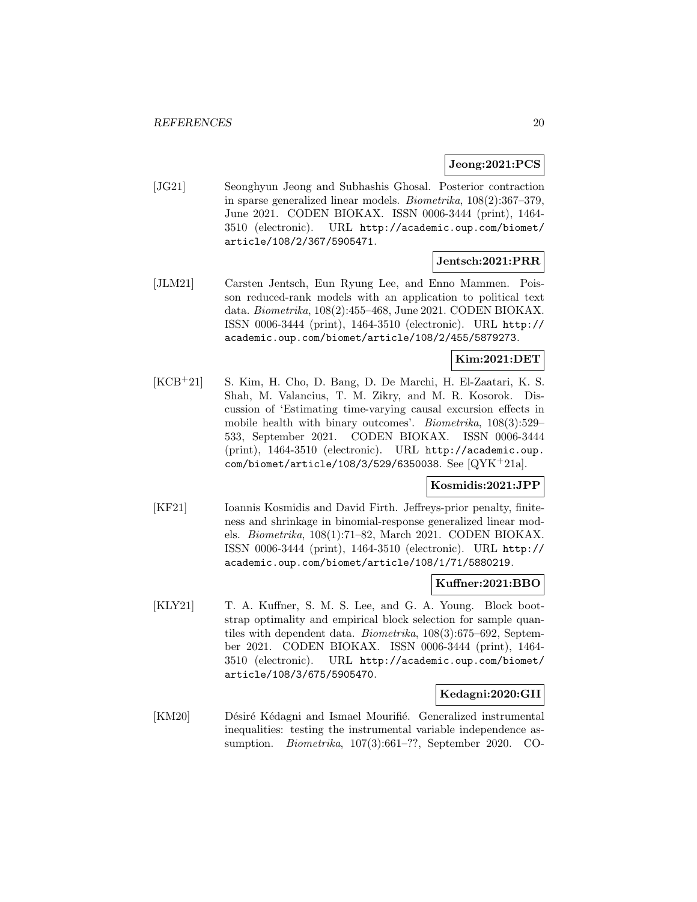**Jeong:2021:PCS**

[JG21] Seonghyun Jeong and Subhashis Ghosal. Posterior contraction in sparse generalized linear models. *Biometrika*, 108(2):367–379, June 2021. CODEN BIOKAX. ISSN 0006-3444 (print), 1464-3510 (electronic). URL http://academic.oup.com/biomet/article/108/2/367/5905471.

**Jentsch:2021:PRR**

[JLM21] Carsten Jentsch, Eun Ryung Lee, and Enno Mammen. Poisson reduced-rank models with an application to political text data. *Biometrika*, 108(2):455–468, June 2021. CODEN BIOKAX. ISSN 0006-3444 (print), 1464-3510 (electronic). URL http://academic.oup.com/biomet/article/108/2/455/5879273.

**Kim:2021:DET**

[KCB+21] S. Kim, H. Cho, D. Bang, D. De Marchi, H. El-Zaatari, K. S. Shah, M. Valancius, T. M. Zikry, and M. R. Kosorok. Discussion of 'Estimating time-varying causal excursion effects in mobile health with binary outcomes'. *Biometrika*, 108(3):529–533, September 2021. CODEN BIOKAX. ISSN 0006-3444 (print), 1464-3510 (electronic). URL http://academic.oup.com/biomet/article/108/3/529/6350038. See [QYK+21a].

**Kosmidis:2021:JPP**

[KF21] Ioannis Kosmidis and David Firth. Jeffreys-prior penalty, finiteness and shrinkage in binomial-response generalized linear models. *Biometrika*, 108(1):71–82, March 2021. CODEN BIOKAX. ISSN 0006-3444 (print), 1464-3510 (electronic). URL http://academic.oup.com/biomet/article/108/1/71/5880219.

**Kuffner:2021:BBO**

[KLY21] T. A. Kuffner, S. M. S. Lee, and G. A. Young. Block bootstrap optimality and empirical block selection for sample quantiles with dependent data. *Biometrika*, 108(3):675–692, September 2021. CODEN BIOKAX. ISSN 0006-3444 (print), 1464-3510 (electronic). URL http://academic.oup.com/biomet/article/108/3/675/5905470.

**Kedagni:2020:GII**

[KM20] Désiré Kédagni and Ismael Mourifié. Generalized instrumental inequalities: testing the instrumental variable independence assumption. *Biometrika*, 107(3):661–??, September 2020. CO-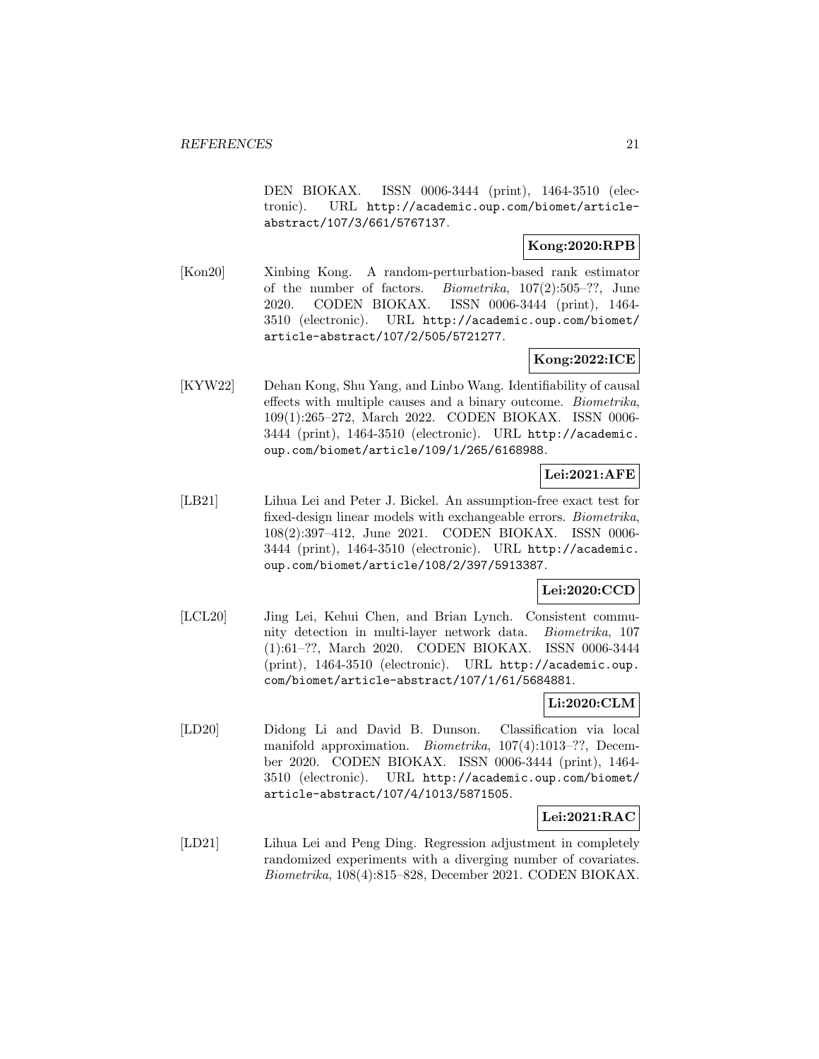DEN BIOKAX. ISSN 0006-3444 (print), 1464-3510 (electronic). URL http://academic.oup.com/biomet/article-abstract/107/3/661/5767137.

**Kong:2020:RPB**

[Kon20] Xinbing Kong. A random-perturbation-based rank estimator of the number of factors. *Biometrika*, 107(2):505–??, June 2020. CODEN BIOKAX. ISSN 0006-3444 (print), 1464-3510 (electronic). URL http://academic.oup.com/biomet/article-abstract/107/2/505/5721277.

**Kong:2022:ICE**

[KYW22] Dehan Kong, Shu Yang, and Linbo Wang. Identifiability of causal effects with multiple causes and a binary outcome. *Biometrika*, 109(1):265–272, March 2022. CODEN BIOKAX. ISSN 0006-3444 (print), 1464-3510 (electronic). URL http://academic.oup.com/biomet/article/109/1/265/6168988.

**Lei:2021:AFE**

[LB21] Lihua Lei and Peter J. Bickel. An assumption-free exact test for fixed-design linear models with exchangeable errors. *Biometrika*, 108(2):397–412, June 2021. CODEN BIOKAX. ISSN 0006-3444 (print), 1464-3510 (electronic). URL http://academic.oup.com/biomet/article/108/2/397/5913387.

**Lei:2020:CCD**

[LCL20] Jing Lei, Kehui Chen, and Brian Lynch. Consistent community detection in multi-layer network data. *Biometrika*, 107 (1):61–??, March 2020. CODEN BIOKAX. ISSN 0006-3444 (print), 1464-3510 (electronic). URL http://academic.oup.com/biomet/article-abstract/107/1/61/5684881.

**Li:2020:CLM**

[LD20] Didong Li and David B. Dunson. Classification via local manifold approximation. *Biometrika*, 107(4):1013–??, December 2020. CODEN BIOKAX. ISSN 0006-3444 (print), 1464-3510 (electronic). URL http://academic.oup.com/biomet/article-abstract/107/4/1013/5871505.

**Lei:2021:RAC**

[LD21] Lihua Lei and Peng Ding. Regression adjustment in completely randomized experiments with a diverging number of covariates. *Biometrika*, 108(4):815–828, December 2021. CODEN BIOKAX.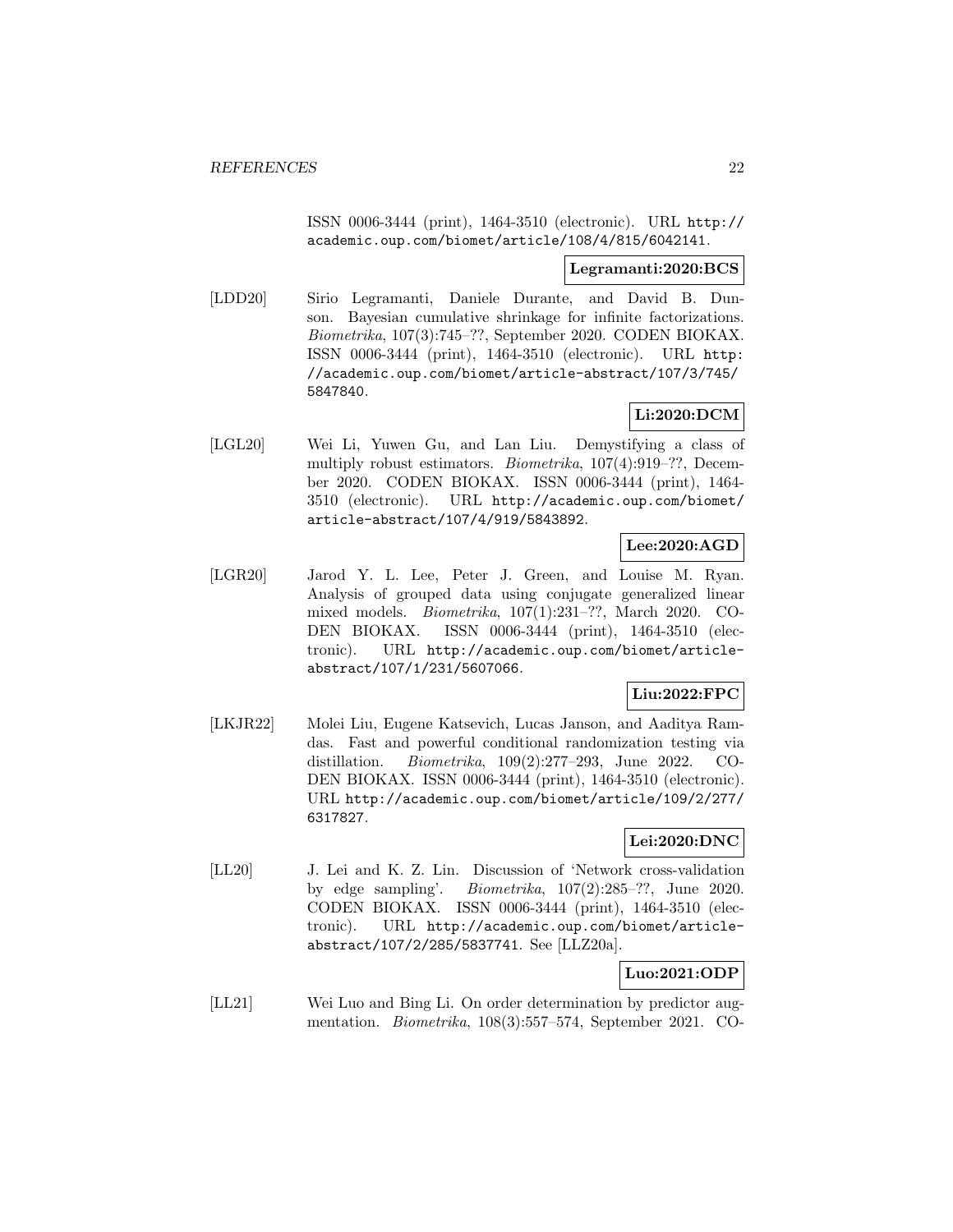ISSN 0006-3444 (print), 1464-3510 (electronic). URL http://academic.oup.com/biomet/article/108/4/815/6042141.

**Legramanti:2020:BCS**

[LDD20] Sirio Legramanti, Daniele Durante, and David B. Dunson. Bayesian cumulative shrinkage for infinite factorizations. *Biometrika*, 107(3):745–??, September 2020. CODEN BIOKAX. ISSN 0006-3444 (print), 1464-3510 (electronic). URL http://academic.oup.com/biomet/article-abstract/107/3/745/5847840.

**Li:2020:DCM**

[LGL20] Wei Li, Yuwen Gu, and Lan Liu. Demystifying a class of multiply robust estimators. *Biometrika*, 107(4):919–??, December 2020. CODEN BIOKAX. ISSN 0006-3444 (print), 1464-3510 (electronic). URL http://academic.oup.com/biomet/article-abstract/107/4/919/5843892.

**Lee:2020:AGD**

[LGR20] Jarod Y. L. Lee, Peter J. Green, and Louise M. Ryan. Analysis of grouped data using conjugate generalized linear mixed models. *Biometrika*, 107(1):231–??, March 2020. CODEN BIOKAX. ISSN 0006-3444 (print), 1464-3510 (electronic). URL http://academic.oup.com/biomet/article-abstract/107/1/231/5607066.

**Liu:2022:FPC**

[LKJR22] Molei Liu, Eugene Katsevich, Lucas Janson, and Aaditya Ramdas. Fast and powerful conditional randomization testing via distillation. *Biometrika*, 109(2):277–293, June 2022. CODEN BIOKAX. ISSN 0006-3444 (print), 1464-3510 (electronic). URL http://academic.oup.com/biomet/article/109/2/277/6317827.

**Lei:2020:DNC**

[LL20] J. Lei and K. Z. Lin. Discussion of 'Network cross-validation by edge sampling'. *Biometrika*, 107(2):285–??, June 2020. CODEN BIOKAX. ISSN 0006-3444 (print), 1464-3510 (electronic). URL http://academic.oup.com/biomet/article-abstract/107/2/285/5837741. See [LLZ20a].

**Luo:2021:ODP**

[LL21] Wei Luo and Bing Li. On order determination by predictor augmentation. *Biometrika*, 108(3):557–574, September 2021. CO-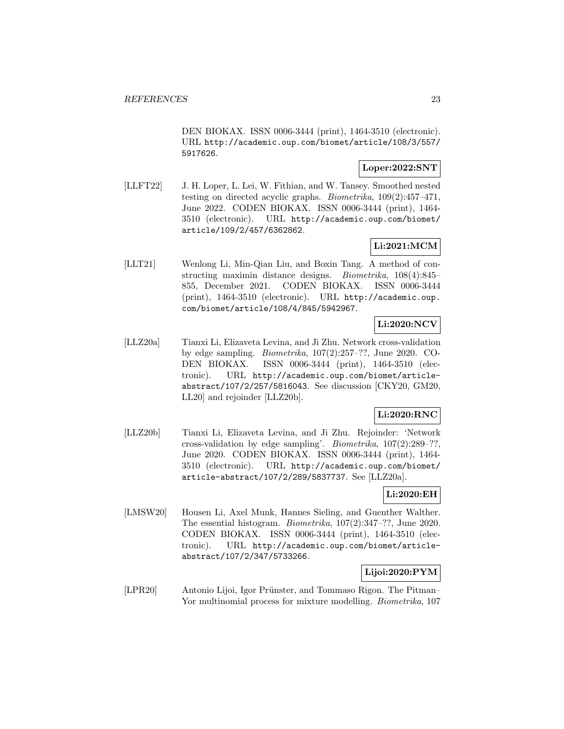DEN BIOKAX. ISSN 0006-3444 (print), 1464-3510 (electronic). URL http://academic.oup.com/biomet/article/108/3/557/5917626.

**Loper:2022:SNT**

[LLFT22] J. H. Loper, L. Lei, W. Fithian, and W. Tansey. Smoothed nested testing on directed acyclic graphs. *Biometrika*, 109(2):457–471, June 2022. CODEN BIOKAX. ISSN 0006-3444 (print), 1464-3510 (electronic). URL http://academic.oup.com/biomet/article/109/2/457/6362862.

**Li:2021:MCM**

[LLT21] Wenlong Li, Min-Qian Liu, and Boxin Tang. A method of constructing maximin distance designs. *Biometrika*, 108(4):845–855, December 2021. CODEN BIOKAX. ISSN 0006-3444 (print), 1464-3510 (electronic). URL http://academic.oup.com/biomet/article/108/4/845/5942967.

**Li:2020:NCV**

[LLZ20a] Tianxi Li, Elizaveta Levina, and Ji Zhu. Network cross-validation by edge sampling. *Biometrika*, 107(2):257–??, June 2020. CODEN BIOKAX. ISSN 0006-3444 (print), 1464-3510 (electronic). URL http://academic.oup.com/biomet/article-abstract/107/2/257/5816043. See discussion [CKY20, GM20, LL20] and rejoinder [LLZ20b].

**Li:2020:RNC**

[LLZ20b] Tianxi Li, Elizaveta Levina, and Ji Zhu. Rejoinder: 'Network cross-validation by edge sampling'. *Biometrika*, 107(2):289–??, June 2020. CODEN BIOKAX. ISSN 0006-3444 (print), 1464-3510 (electronic). URL http://academic.oup.com/biomet/article-abstract/107/2/289/5837737. See [LLZ20a].

**Li:2020:EH**

[LMSW20] Housen Li, Axel Munk, Hannes Sieling, and Guenther Walther. The essential histogram. *Biometrika*, 107(2):347–??, June 2020. CODEN BIOKAX. ISSN 0006-3444 (print), 1464-3510 (electronic). URL http://academic.oup.com/biomet/article-abstract/107/2/347/5733266.

**Lijoi:2020:PYM**

[LPR20] Antonio Lijoi, Igor Prünster, and Tommaso Rigon. The Pitman–Yor multinomial process for mixture modelling. *Biometrika*, 107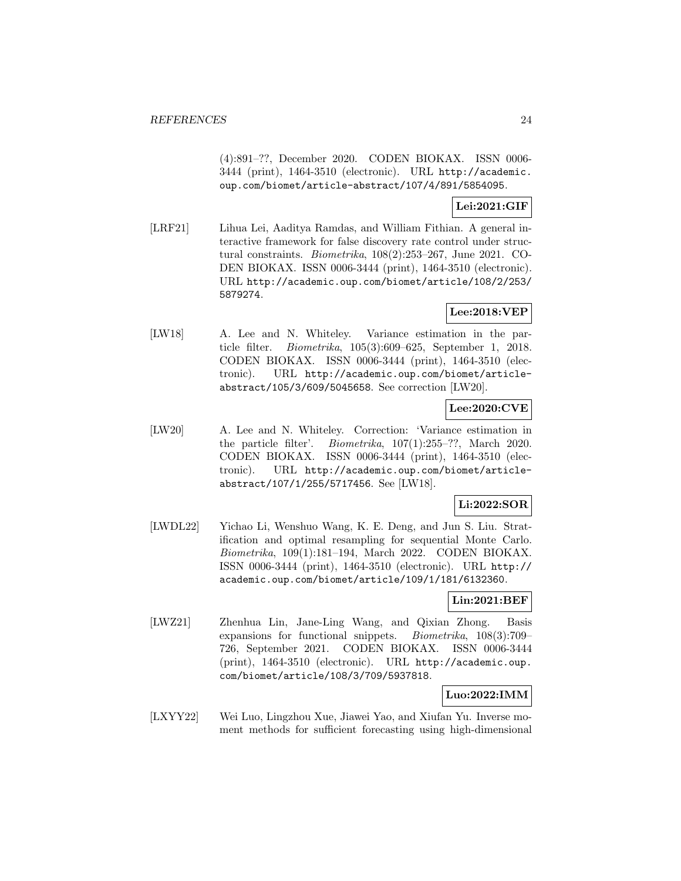(4):891–??, December 2020. CODEN BIOKAX. ISSN 0006-3444 (print), 1464-3510 (electronic). URL http://academic.oup.com/biomet/article-abstract/107/4/891/5854095.

**Lei:2021:GIF**

[LRF21] Lihua Lei, Aaditya Ramdas, and William Fithian. A general interactive framework for false discovery rate control under structural constraints. *Biometrika*, 108(2):253–267, June 2021. CODEN BIOKAX. ISSN 0006-3444 (print), 1464-3510 (electronic). URL http://academic.oup.com/biomet/article/108/2/253/5879274.

**Lee:2018:VEP**

[LW18] A. Lee and N. Whiteley. Variance estimation in the particle filter. *Biometrika*, 105(3):609–625, September 1, 2018. CODEN BIOKAX. ISSN 0006-3444 (print), 1464-3510 (electronic). URL http://academic.oup.com/biomet/article-abstract/105/3/609/5045658. See correction [LW20].

**Lee:2020:CVE**

[LW20] A. Lee and N. Whiteley. Correction: 'Variance estimation in the particle filter'. *Biometrika*, 107(1):255–??, March 2020. CODEN BIOKAX. ISSN 0006-3444 (print), 1464-3510 (electronic). URL http://academic.oup.com/biomet/article-abstract/107/1/255/5717456. See [LW18].

**Li:2022:SOR**

[LWDL22] Yichao Li, Wenshuo Wang, K. E. Deng, and Jun S. Liu. Stratification and optimal resampling for sequential Monte Carlo. *Biometrika*, 109(1):181–194, March 2022. CODEN BIOKAX. ISSN 0006-3444 (print), 1464-3510 (electronic). URL http://academic.oup.com/biomet/article/109/1/181/6132360.

**Lin:2021:BEF**

[LWZ21] Zhenhua Lin, Jane-Ling Wang, and Qixian Zhong. Basis expansions for functional snippets. *Biometrika*, 108(3):709–726, September 2021. CODEN BIOKAX. ISSN 0006-3444 (print), 1464-3510 (electronic). URL http://academic.oup.com/biomet/article/108/3/709/5937818.

**Luo:2022:IMM**

[LXYY22] Wei Luo, Lingzhou Xue, Jiawei Yao, and Xiufan Yu. Inverse moment methods for sufficient forecasting using high-dimensional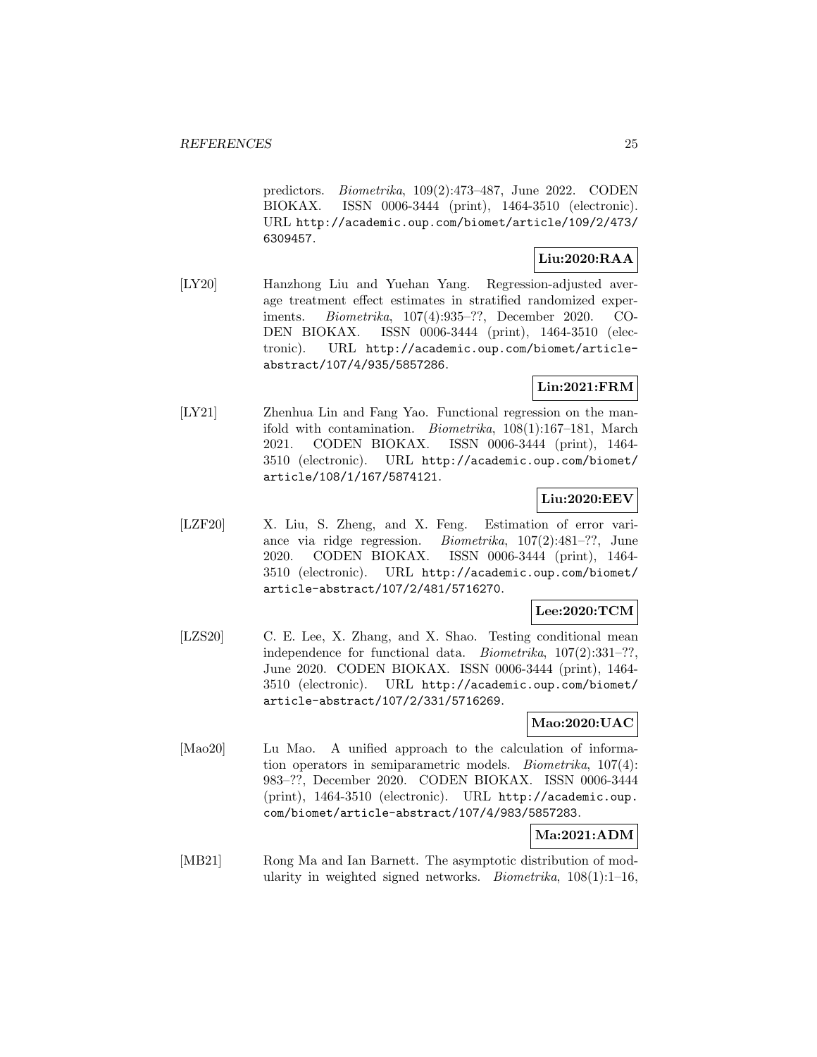predictors. *Biometrika*, 109(2):473–487, June 2022. CODEN BIOKAX. ISSN 0006-3444 (print), 1464-3510 (electronic). URL http://academic.oup.com/biomet/article/109/2/473/6309457.

**Liu:2020:RAA**

[LY20] Hanzhong Liu and Yuehan Yang. Regression-adjusted average treatment effect estimates in stratified randomized experiments. *Biometrika*, 107(4):935–??, December 2020. CODEN BIOKAX. ISSN 0006-3444 (print), 1464-3510 (electronic). URL http://academic.oup.com/biomet/article-abstract/107/4/935/5857286.

**Lin:2021:FRM**

[LY21] Zhenhua Lin and Fang Yao. Functional regression on the manifold with contamination. *Biometrika*, 108(1):167–181, March 2021. CODEN BIOKAX. ISSN 0006-3444 (print), 1464-3510 (electronic). URL http://academic.oup.com/biomet/article/108/1/167/5874121.

**Liu:2020:EEV**

[LZF20] X. Liu, S. Zheng, and X. Feng. Estimation of error variance via ridge regression. *Biometrika*, 107(2):481–??, June 2020. CODEN BIOKAX. ISSN 0006-3444 (print), 1464-3510 (electronic). URL http://academic.oup.com/biomet/article-abstract/107/2/481/5716270.

**Lee:2020:TCM**

[LZS20] C. E. Lee, X. Zhang, and X. Shao. Testing conditional mean independence for functional data. *Biometrika*, 107(2):331–??, June 2020. CODEN BIOKAX. ISSN 0006-3444 (print), 1464-3510 (electronic). URL http://academic.oup.com/biomet/article-abstract/107/2/331/5716269.

**Mao:2020:UAC**

[Mao20] Lu Mao. A unified approach to the calculation of information operators in semiparametric models. *Biometrika*, 107(4):983–??, December 2020. CODEN BIOKAX. ISSN 0006-3444 (print), 1464-3510 (electronic). URL http://academic.oup.com/biomet/article-abstract/107/4/983/5857283.

**Ma:2021:ADM**

[MB21] Rong Ma and Ian Barnett. The asymptotic distribution of modularity in weighted signed networks. *Biometrika*, 108(1):1–16,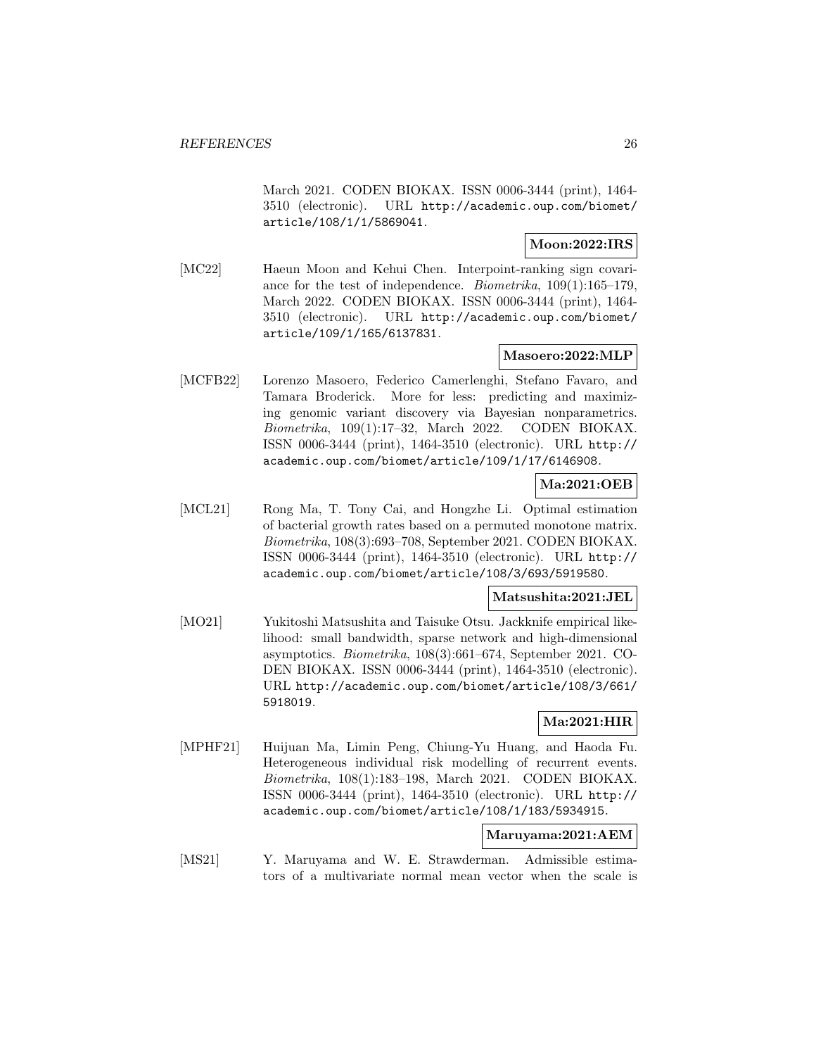March 2021. CODEN BIOKAX. ISSN 0006-3444 (print), 1464-3510 (electronic). URL http://academic.oup.com/biomet/article/108/1/1/5869041.

**Moon:2022:IRS**

[MC22] Haeun Moon and Kehui Chen. Interpoint-ranking sign covariance for the test of independence. *Biometrika*, 109(1):165–179, March 2022. CODEN BIOKAX. ISSN 0006-3444 (print), 1464-3510 (electronic). URL http://academic.oup.com/biomet/article/109/1/165/6137831.

**Masoero:2022:MLP**

[MCFB22] Lorenzo Masoero, Federico Camerlenghi, Stefano Favaro, and Tamara Broderick. More for less: predicting and maximizing genomic variant discovery via Bayesian nonparametrics. *Biometrika*, 109(1):17–32, March 2022. CODEN BIOKAX. ISSN 0006-3444 (print), 1464-3510 (electronic). URL http://academic.oup.com/biomet/article/109/1/17/6146908.

**Ma:2021:OEB**

[MCL21] Rong Ma, T. Tony Cai, and Hongzhe Li. Optimal estimation of bacterial growth rates based on a permuted monotone matrix. *Biometrika*, 108(3):693–708, September 2021. CODEN BIOKAX. ISSN 0006-3444 (print), 1464-3510 (electronic). URL http://academic.oup.com/biomet/article/108/3/693/5919580.

**Matsushita:2021:JEL**

[MO21] Yukitoshi Matsushita and Taisuke Otsu. Jackknife empirical likelihood: small bandwidth, sparse network and high-dimensional asymptotics. *Biometrika*, 108(3):661–674, September 2021. CODEN BIOKAX. ISSN 0006-3444 (print), 1464-3510 (electronic). URL http://academic.oup.com/biomet/article/108/3/661/5918019.

**Ma:2021:HIR**

[MPHF21] Huijuan Ma, Limin Peng, Chiung-Yu Huang, and Haoda Fu. Heterogeneous individual risk modelling of recurrent events. *Biometrika*, 108(1):183–198, March 2021. CODEN BIOKAX. ISSN 0006-3444 (print), 1464-3510 (electronic). URL http://academic.oup.com/biomet/article/108/1/183/5934915.

**Maruyama:2021:AEM**

[MS21] Y. Maruyama and W. E. Strawderman. Admissible estimators of a multivariate normal mean vector when the scale is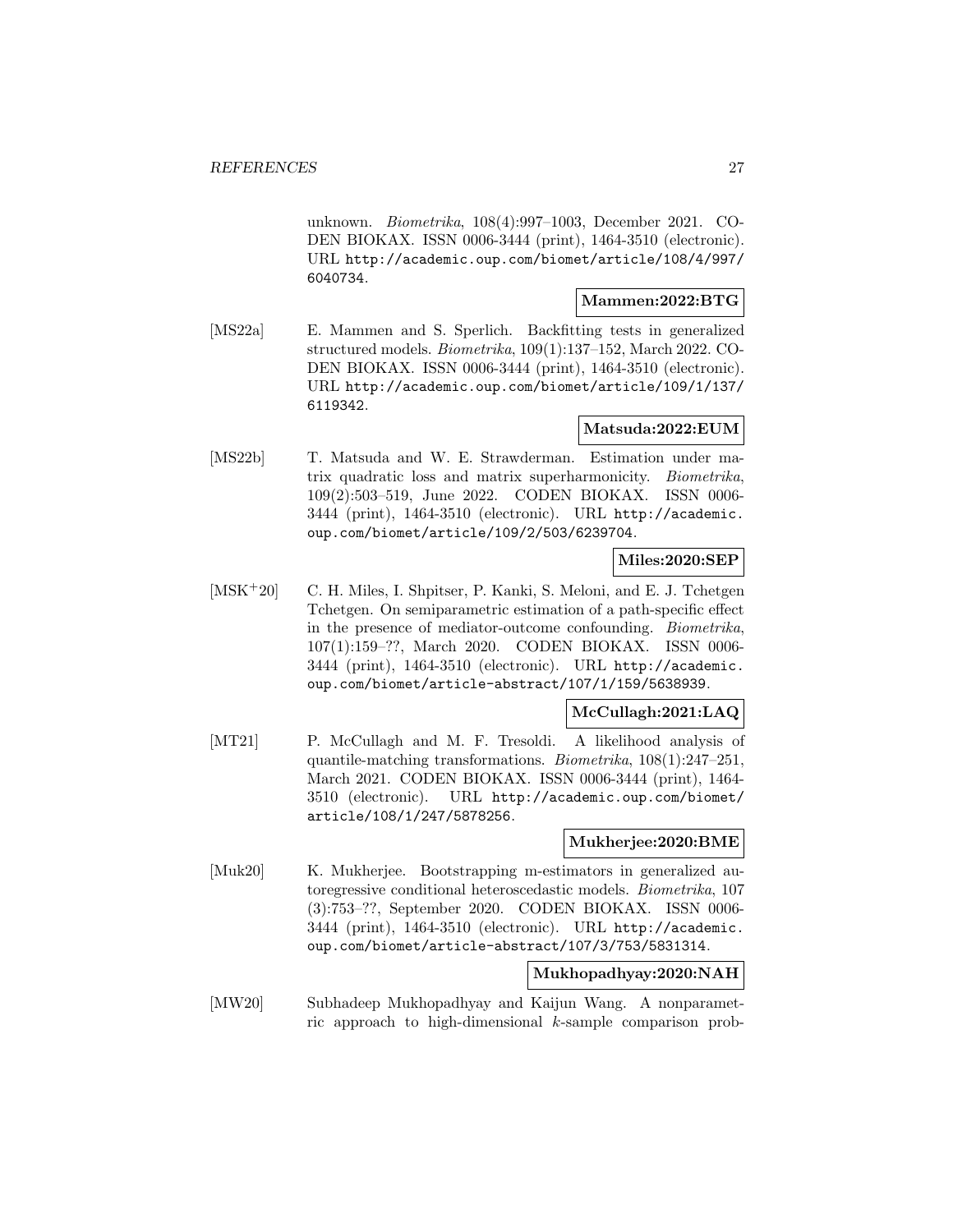unknown. *Biometrika*, 108(4):997–1003, December 2021. CODEN BIOKAX. ISSN 0006-3444 (print), 1464-3510 (electronic). URL http://academic.oup.com/biomet/article/108/4/997/6040734.

**Mammen:2022:BTG**

[MS22a] E. Mammen and S. Sperlich. Backfitting tests in generalized structured models. *Biometrika*, 109(1):137–152, March 2022. CODEN BIOKAX. ISSN 0006-3444 (print), 1464-3510 (electronic). URL http://academic.oup.com/biomet/article/109/1/137/6119342.

**Matsuda:2022:EUM**

[MS22b] T. Matsuda and W. E. Strawderman. Estimation under matrix quadratic loss and matrix superharmonicity. *Biometrika*, 109(2):503–519, June 2022. CODEN BIOKAX. ISSN 0006-3444 (print), 1464-3510 (electronic). URL http://academic.oup.com/biomet/article/109/2/503/6239704.

**Miles:2020:SEP**

[MSK+20] C. H. Miles, I. Shpitser, P. Kanki, S. Meloni, and E. J. Tchetgen Tchetgen. On semiparametric estimation of a path-specific effect in the presence of mediator-outcome confounding. *Biometrika*, 107(1):159–??, March 2020. CODEN BIOKAX. ISSN 0006-3444 (print), 1464-3510 (electronic). URL http://academic.oup.com/biomet/article-abstract/107/1/159/5638939.

**McCullagh:2021:LAQ**

[MT21] P. McCullagh and M. F. Tresoldi. A likelihood analysis of quantile-matching transformations. *Biometrika*, 108(1):247–251, March 2021. CODEN BIOKAX. ISSN 0006-3444 (print), 1464-3510 (electronic). URL http://academic.oup.com/biomet/article/108/1/247/5878256.

**Mukherjee:2020:BME**

[Muk20] K. Mukherjee. Bootstrapping m-estimators in generalized autoregressive conditional heteroscedastic models. *Biometrika*, 107 (3):753–??, September 2020. CODEN BIOKAX. ISSN 0006-3444 (print), 1464-3510 (electronic). URL http://academic.oup.com/biomet/article-abstract/107/3/753/5831314.

**Mukhopadhyay:2020:NAH**

[MW20] Subhadeep Mukhopadhyay and Kaijun Wang. A nonparametric approach to high-dimensional $k$-sample comparison prob-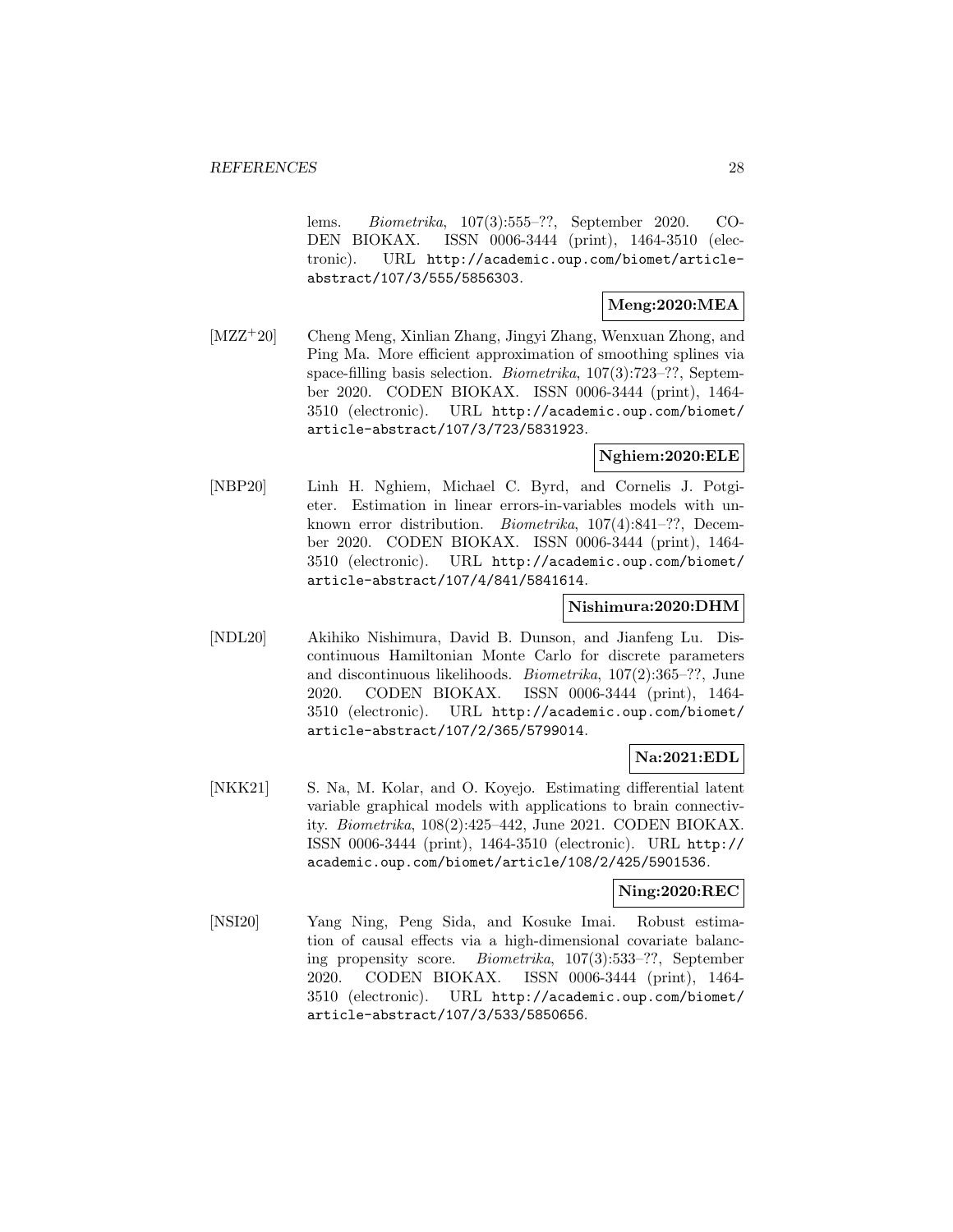lems. *Biometrika*, 107(3):555–??, September 2020. CODEN BIOKAX. ISSN 0006-3444 (print), 1464-3510 (electronic). URL http://academic.oup.com/biomet/article-abstract/107/3/555/5856303.

**Meng:2020:MEA**

[MZZ+20] Cheng Meng, Xinlian Zhang, Jingyi Zhang, Wenxuan Zhong, and Ping Ma. More efficient approximation of smoothing splines via space-filling basis selection. *Biometrika*, 107(3):723–??, September 2020. CODEN BIOKAX. ISSN 0006-3444 (print), 1464-3510 (electronic). URL http://academic.oup.com/biomet/article-abstract/107/3/723/5831923.

**Nghiem:2020:ELE**

[NBP20] Linh H. Nghiem, Michael C. Byrd, and Cornelis J. Potgieter. Estimation in linear errors-in-variables models with unknown error distribution. *Biometrika*, 107(4):841–??, December 2020. CODEN BIOKAX. ISSN 0006-3444 (print), 1464-3510 (electronic). URL http://academic.oup.com/biomet/article-abstract/107/4/841/5841614.

**Nishimura:2020:DHM**

[NDL20] Akihiko Nishimura, David B. Dunson, and Jianfeng Lu. Discontinuous Hamiltonian Monte Carlo for discrete parameters and discontinuous likelihoods. *Biometrika*, 107(2):365–??, June 2020. CODEN BIOKAX. ISSN 0006-3444 (print), 1464-3510 (electronic). URL http://academic.oup.com/biomet/article-abstract/107/2/365/5799014.

**Na:2021:EDL**

[NKK21] S. Na, M. Kolar, and O. Koyejo. Estimating differential latent variable graphical models with applications to brain connectivity. *Biometrika*, 108(2):425–442, June 2021. CODEN BIOKAX. ISSN 0006-3444 (print), 1464-3510 (electronic). URL http://academic.oup.com/biomet/article/108/2/425/5901536.

**Ning:2020:REC**

[NSI20] Yang Ning, Peng Sida, and Kosuke Imai. Robust estimation of causal effects via a high-dimensional covariate balancing propensity score. *Biometrika*, 107(3):533–??, September 2020. CODEN BIOKAX. ISSN 0006-3444 (print), 1464-3510 (electronic). URL http://academic.oup.com/biomet/article-abstract/107/3/533/5850656.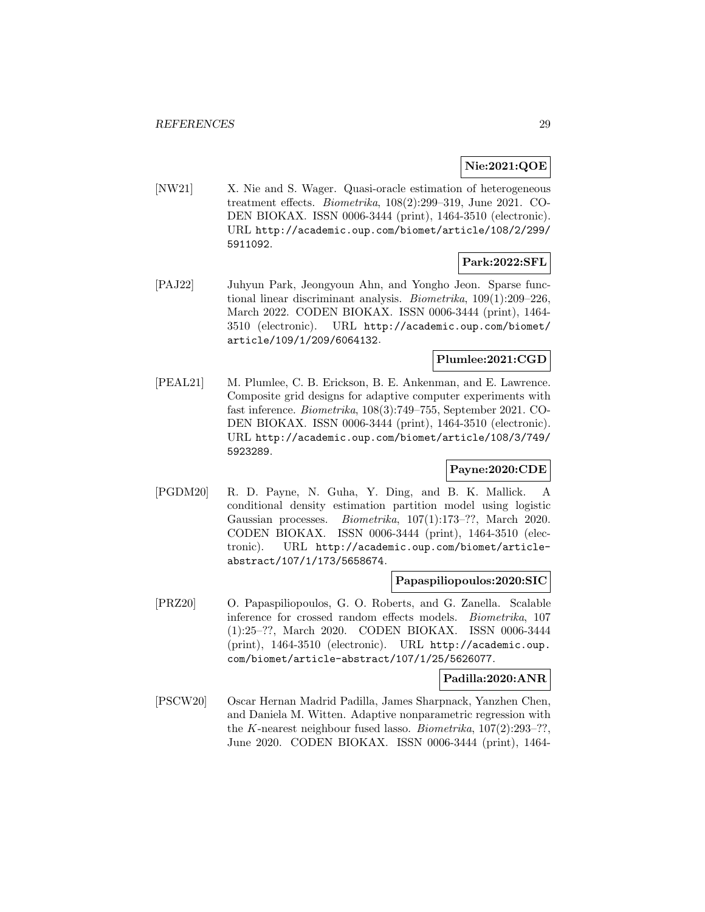**Nie:2021:QOE**

[NW21] X. Nie and S. Wager. Quasi-oracle estimation of heterogeneous treatment effects. *Biometrika*, 108(2):299–319, June 2021. CODEN BIOKAX. ISSN 0006-3444 (print), 1464-3510 (electronic). URL http://academic.oup.com/biomet/article/108/2/299/5911092.

**Park:2022:SFL**

[PAJ22] Juhyun Park, Jeongyoun Ahn, and Yongho Jeon. Sparse functional linear discriminant analysis. *Biometrika*, 109(1):209–226, March 2022. CODEN BIOKAX. ISSN 0006-3444 (print), 1464-3510 (electronic). URL http://academic.oup.com/biomet/article/109/1/209/6064132.

**Plumlee:2021:CGD**

[PEAL21] M. Plumlee, C. B. Erickson, B. E. Ankenman, and E. Lawrence. Composite grid designs for adaptive computer experiments with fast inference. *Biometrika*, 108(3):749–755, September 2021. CODEN BIOKAX. ISSN 0006-3444 (print), 1464-3510 (electronic). URL http://academic.oup.com/biomet/article/108/3/749/5923289.

**Payne:2020:CDE**

[PGDM20] R. D. Payne, N. Guha, Y. Ding, and B. K. Mallick. A conditional density estimation partition model using logistic Gaussian processes. *Biometrika*, 107(1):173–??, March 2020. CODEN BIOKAX. ISSN 0006-3444 (print), 1464-3510 (electronic). URL http://academic.oup.com/biomet/article-abstract/107/1/173/5658674.

**Papaspiliopoulos:2020:SIC**

[PRZ20] O. Papaspiliopoulos, G. O. Roberts, and G. Zanella. Scalable inference for crossed random effects models. *Biometrika*, 107 (1):25–??, March 2020. CODEN BIOKAX. ISSN 0006-3444 (print), 1464-3510 (electronic). URL http://academic.oup.com/biomet/article-abstract/107/1/25/5626077.

**Padilla:2020:ANR**

[PSCW20] Oscar Hernan Madrid Padilla, James Sharpnack, Yanzhen Chen, and Daniela M. Witten. Adaptive nonparametric regression with the $K$-nearest neighbour fused lasso. *Biometrika*, 107(2):293–??, June 2020. CODEN BIOKAX. ISSN 0006-3444 (print), 1464-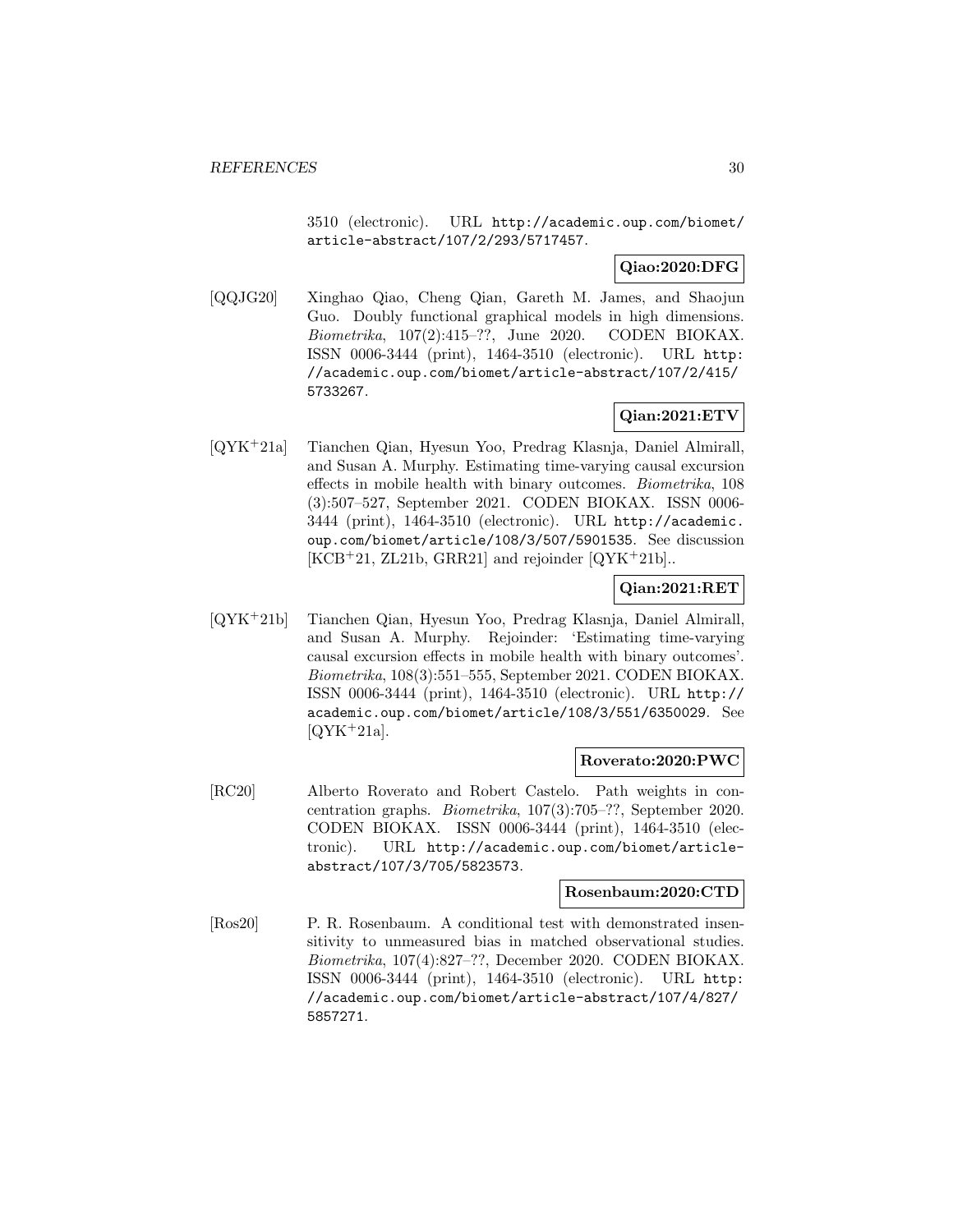3510 (electronic). URL http://academic.oup.com/biomet/article-abstract/107/2/293/5717457.

**Qiao:2020:DFG**

[QQJG20] Xinghao Qiao, Cheng Qian, Gareth M. James, and Shaojun Guo. Doubly functional graphical models in high dimensions. *Biometrika*, 107(2):415–??, June 2020. CODEN BIOKAX. ISSN 0006-3444 (print), 1464-3510 (electronic). URL http://academic.oup.com/biomet/article-abstract/107/2/415/5733267.

**Qian:2021:ETV**

[QYK+21a] Tianchen Qian, Hyesun Yoo, Predrag Klasnja, Daniel Almirall, and Susan A. Murphy. Estimating time-varying causal excursion effects in mobile health with binary outcomes. *Biometrika*, 108 (3):507–527, September 2021. CODEN BIOKAX. ISSN 0006-3444 (print), 1464-3510 (electronic). URL http://academic.oup.com/biomet/article/108/3/507/5901535. See discussion [KCB+21, ZL21b, GRR21] and rejoinder [QYK+21b]..

**Qian:2021:RET**

[QYK+21b] Tianchen Qian, Hyesun Yoo, Predrag Klasnja, Daniel Almirall, and Susan A. Murphy. Rejoinder: 'Estimating time-varying causal excursion effects in mobile health with binary outcomes'. *Biometrika*, 108(3):551–555, September 2021. CODEN BIOKAX. ISSN 0006-3444 (print), 1464-3510 (electronic). URL http://academic.oup.com/biomet/article/108/3/551/6350029. See [QYK+21a].

**Roverato:2020:PWC**

[RC20] Alberto Roverato and Robert Castelo. Path weights in concentration graphs. *Biometrika*, 107(3):705–??, September 2020. CODEN BIOKAX. ISSN 0006-3444 (print), 1464-3510 (electronic). URL http://academic.oup.com/biomet/article-abstract/107/3/705/5823573.

**Rosenbaum:2020:CTD**

[Ros20] P. R. Rosenbaum. A conditional test with demonstrated insensitivity to unmeasured bias in matched observational studies. *Biometrika*, 107(4):827–??, December 2020. CODEN BIOKAX. ISSN 0006-3444 (print), 1464-3510 (electronic). URL http://academic.oup.com/biomet/article-abstract/107/4/827/5857271.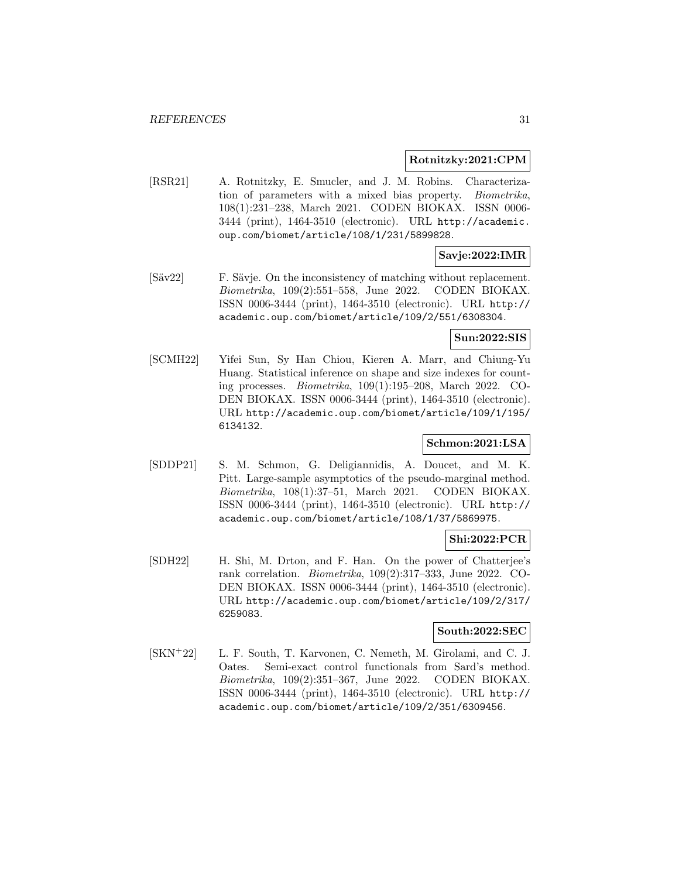**Rotnitzky:2021:CPM**

[RSR21] A. Rotnitzky, E. Smucler, and J. M. Robins. Characterization of parameters with a mixed bias property. *Biometrika*, 108(1):231–238, March 2021. CODEN BIOKAX. ISSN 0006-3444 (print), 1464-3510 (electronic). URL http://academic.oup.com/biomet/article/108/1/231/5899828.

**Savje:2022:IMR**

[Säv22] F. Sävje. On the inconsistency of matching without replacement. *Biometrika*, 109(2):551–558, June 2022. CODEN BIOKAX. ISSN 0006-3444 (print), 1464-3510 (electronic). URL http://academic.oup.com/biomet/article/109/2/551/6308304.

**Sun:2022:SIS**

[SCMH22] Yifei Sun, Sy Han Chiou, Kieren A. Marr, and Chiung-Yu Huang. Statistical inference on shape and size indexes for counting processes. *Biometrika*, 109(1):195–208, March 2022. CODEN BIOKAX. ISSN 0006-3444 (print), 1464-3510 (electronic). URL http://academic.oup.com/biomet/article/109/1/195/6134132.

**Schmon:2021:LSA**

[SDDP21] S. M. Schmon, G. Deligiannidis, A. Doucet, and M. K. Pitt. Large-sample asymptotics of the pseudo-marginal method. *Biometrika*, 108(1):37–51, March 2021. CODEN BIOKAX. ISSN 0006-3444 (print), 1464-3510 (electronic). URL http://academic.oup.com/biomet/article/108/1/37/5869975.

**Shi:2022:PCR**

[SDH22] H. Shi, M. Drton, and F. Han. On the power of Chatterjee's rank correlation. *Biometrika*, 109(2):317–333, June 2022. CODEN BIOKAX. ISSN 0006-3444 (print), 1464-3510 (electronic). URL http://academic.oup.com/biomet/article/109/2/317/6259083.

**South:2022:SEC**

[SKN+22] L. F. South, T. Karvonen, C. Nemeth, M. Girolami, and C. J. Oates. Semi-exact control functionals from Sard's method. *Biometrika*, 109(2):351–367, June 2022. CODEN BIOKAX. ISSN 0006-3444 (print), 1464-3510 (electronic). URL http://academic.oup.com/biomet/article/109/2/351/6309456.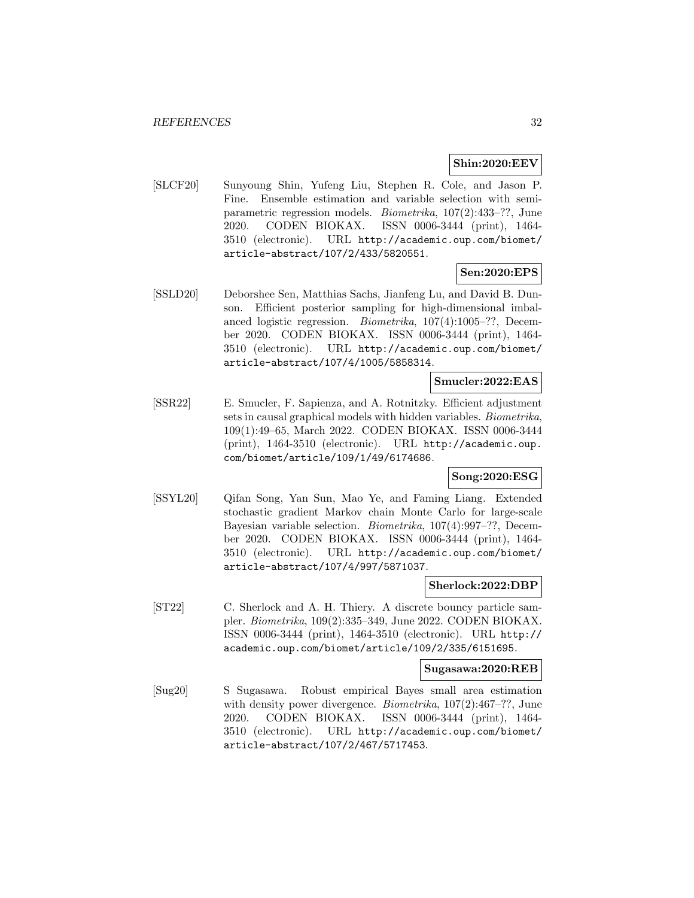**Shin:2020:EEV**

[SLCF20] Sunyoung Shin, Yufeng Liu, Stephen R. Cole, and Jason P. Fine. Ensemble estimation and variable selection with semiparametric regression models. *Biometrika*, 107(2):433–??, June 2020. CODEN BIOKAX. ISSN 0006-3444 (print), 1464-3510 (electronic). URL `http://academic.oup.com/biomet/article-abstract/107/2/433/5820551`.

**Sen:2020:EPS**

[SSLD20] Deborshee Sen, Matthias Sachs, Jianfeng Lu, and David B. Dunson. Efficient posterior sampling for high-dimensional imbalanced logistic regression. *Biometrika*, 107(4):1005–??, December 2020. CODEN BIOKAX. ISSN 0006-3444 (print), 1464-3510 (electronic). URL `http://academic.oup.com/biomet/article-abstract/107/4/1005/5858314`.

**Smucler:2022:EAS**

[SSR22] E. Smucler, F. Sapienza, and A. Rotnitzky. Efficient adjustment sets in causal graphical models with hidden variables. *Biometrika*, 109(1):49–65, March 2022. CODEN BIOKAX. ISSN 0006-3444 (print), 1464-3510 (electronic). URL `http://academic.oup.com/biomet/article/109/1/49/6174686`.

**Song:2020:ESG**

[SSYL20] Qifan Song, Yan Sun, Mao Ye, and Faming Liang. Extended stochastic gradient Markov chain Monte Carlo for large-scale Bayesian variable selection. *Biometrika*, 107(4):997–??, December 2020. CODEN BIOKAX. ISSN 0006-3444 (print), 1464-3510 (electronic). URL `http://academic.oup.com/biomet/article-abstract/107/4/997/5871037`.

**Sherlock:2022:DBP**

[ST22] C. Sherlock and A. H. Thiery. A discrete bouncy particle sampler. *Biometrika*, 109(2):335–349, June 2022. CODEN BIOKAX. ISSN 0006-3444 (print), 1464-3510 (electronic). URL `http://academic.oup.com/biomet/article/109/2/335/6151695`.

**Sugasawa:2020:REB**

[Sug20] S Sugasawa. Robust empirical Bayes small area estimation with density power divergence. *Biometrika*, 107(2):467–??, June 2020. CODEN BIOKAX. ISSN 0006-3444 (print), 1464-3510 (electronic). URL `http://academic.oup.com/biomet/article-abstract/107/2/467/5717453`.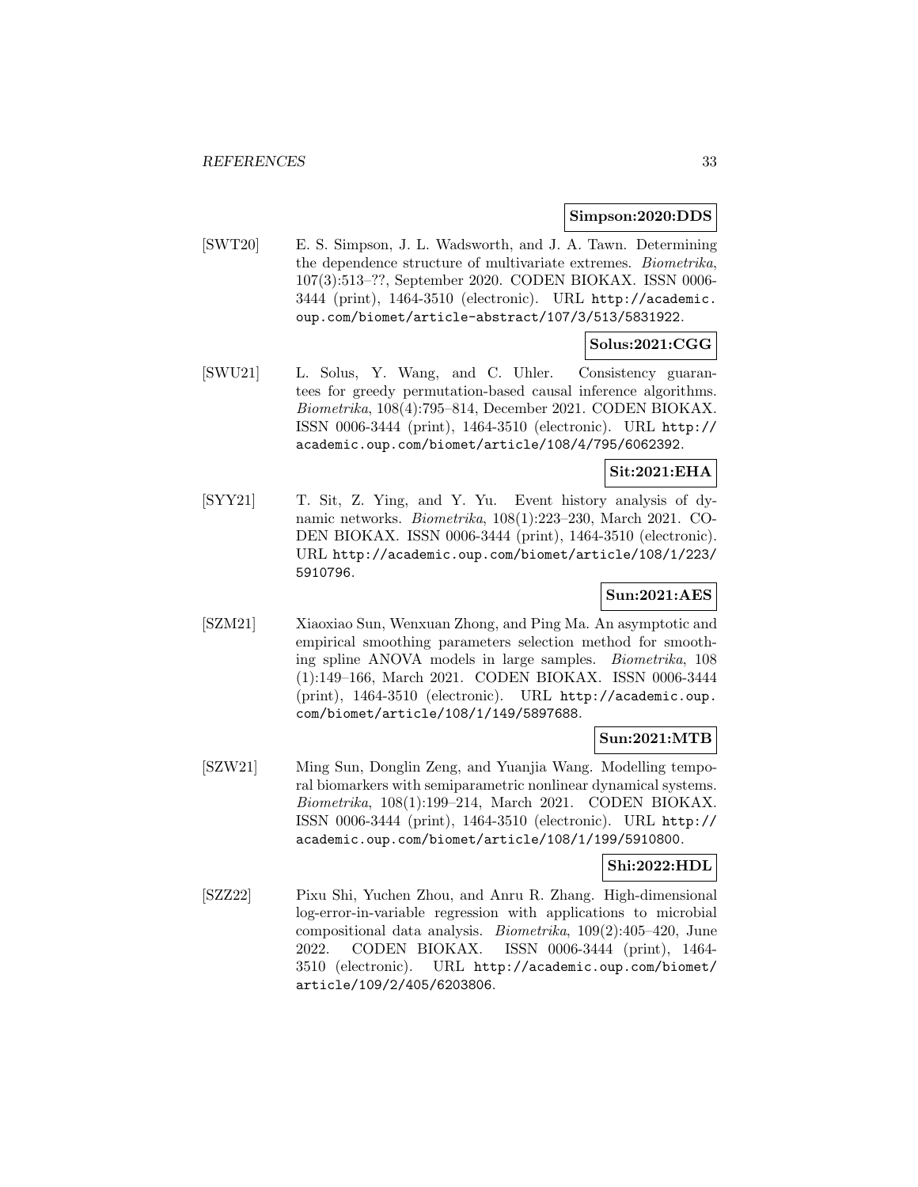**Simpson:2020:DDS**

[SWT20] E. S. Simpson, J. L. Wadsworth, and J. A. Tawn. Determining the dependence structure of multivariate extremes. *Biometrika*, 107(3):513–??, September 2020. CODEN BIOKAX. ISSN 0006-3444 (print), 1464-3510 (electronic). URL http://academic.oup.com/biomet/article-abstract/107/3/513/5831922.

**Solus:2021:CGG**

[SWU21] L. Solus, Y. Wang, and C. Uhler. Consistency guarantees for greedy permutation-based causal inference algorithms. *Biometrika*, 108(4):795–814, December 2021. CODEN BIOKAX. ISSN 0006-3444 (print), 1464-3510 (electronic). URL http://academic.oup.com/biomet/article/108/4/795/6062392.

**Sit:2021:EHA**

[SYY21] T. Sit, Z. Ying, and Y. Yu. Event history analysis of dynamic networks. *Biometrika*, 108(1):223–230, March 2021. CODEN BIOKAX. ISSN 0006-3444 (print), 1464-3510 (electronic). URL http://academic.oup.com/biomet/article/108/1/223/5910796.

**Sun:2021:AES**

[SZM21] Xiaoxiao Sun, Wenxuan Zhong, and Ping Ma. An asymptotic and empirical smoothing parameters selection method for smoothing spline ANOVA models in large samples. *Biometrika*, 108 (1):149–166, March 2021. CODEN BIOKAX. ISSN 0006-3444 (print), 1464-3510 (electronic). URL http://academic.oup.com/biomet/article/108/1/149/5897688.

**Sun:2021:MTB**

[SZW21] Ming Sun, Donglin Zeng, and Yuanjia Wang. Modelling temporal biomarkers with semiparametric nonlinear dynamical systems. *Biometrika*, 108(1):199–214, March 2021. CODEN BIOKAX. ISSN 0006-3444 (print), 1464-3510 (electronic). URL http://academic.oup.com/biomet/article/108/1/199/5910800.

**Shi:2022:HDL**

[SZZ22] Pixu Shi, Yuchen Zhou, and Anru R. Zhang. High-dimensional log-error-in-variable regression with applications to microbial compositional data analysis. *Biometrika*, 109(2):405–420, June 2022. CODEN BIOKAX. ISSN 0006-3444 (print), 1464-3510 (electronic). URL http://academic.oup.com/biomet/article/109/2/405/6203806.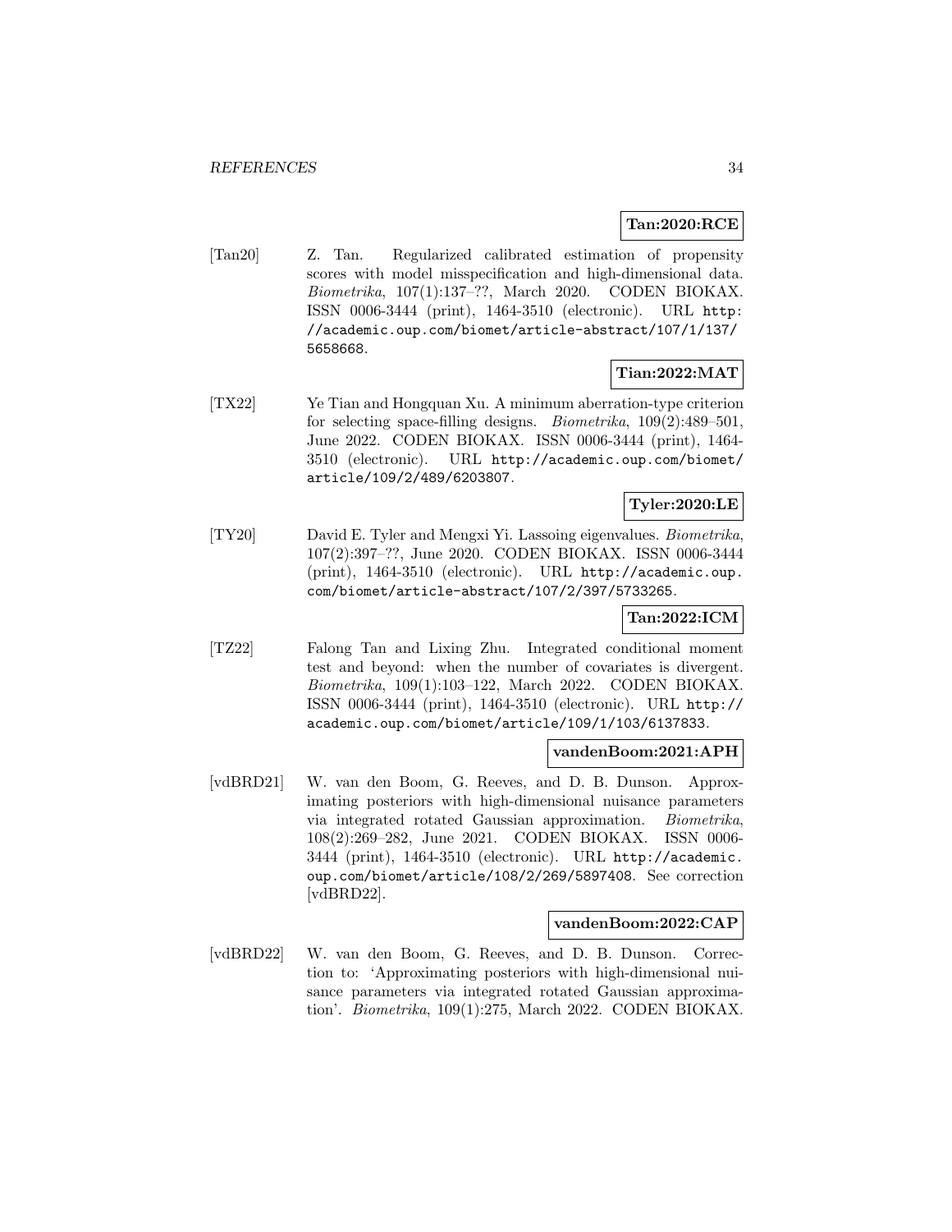**Tan:2020:RCE**

[Tan20] Z. Tan. Regularized calibrated estimation of propensity scores with model misspecification and high-dimensional data. *Biometrika*, 107(1):137–??, March 2020. CODEN BIOKAX. ISSN 0006-3444 (print), 1464-3510 (electronic). URL http://academic.oup.com/biomet/article-abstract/107/1/137/5658668.

**Tian:2022:MAT**

[TX22] Ye Tian and Hongquan Xu. A minimum aberration-type criterion for selecting space-filling designs. *Biometrika*, 109(2):489–501, June 2022. CODEN BIOKAX. ISSN 0006-3444 (print), 1464-3510 (electronic). URL http://academic.oup.com/biomet/article/109/2/489/6203807.

**Tyler:2020:LE**

[TY20] David E. Tyler and Mengxi Yi. Lassoing eigenvalues. *Biometrika*, 107(2):397–??, June 2020. CODEN BIOKAX. ISSN 0006-3444 (print), 1464-3510 (electronic). URL http://academic.oup.com/biomet/article-abstract/107/2/397/5733265.

**Tan:2022:ICM**

[TZ22] Falong Tan and Lixing Zhu. Integrated conditional moment test and beyond: when the number of covariates is divergent. *Biometrika*, 109(1):103–122, March 2022. CODEN BIOKAX. ISSN 0006-3444 (print), 1464-3510 (electronic). URL http://academic.oup.com/biomet/article/109/1/103/6137833.

**vandenBoom:2021:APH**

[vdBRD21] W. van den Boom, G. Reeves, and D. B. Dunson. Approximating posteriors with high-dimensional nuisance parameters via integrated rotated Gaussian approximation. *Biometrika*, 108(2):269–282, June 2021. CODEN BIOKAX. ISSN 0006-3444 (print), 1464-3510 (electronic). URL http://academic.oup.com/biomet/article/108/2/269/5897408. See correction [vdBRD22].

**vandenBoom:2022:CAP**

[vdBRD22] W. van den Boom, G. Reeves, and D. B. Dunson. Correction to: 'Approximating posteriors with high-dimensional nuisance parameters via integrated rotated Gaussian approximation'. *Biometrika*, 109(1):275, March 2022. CODEN BIOKAX.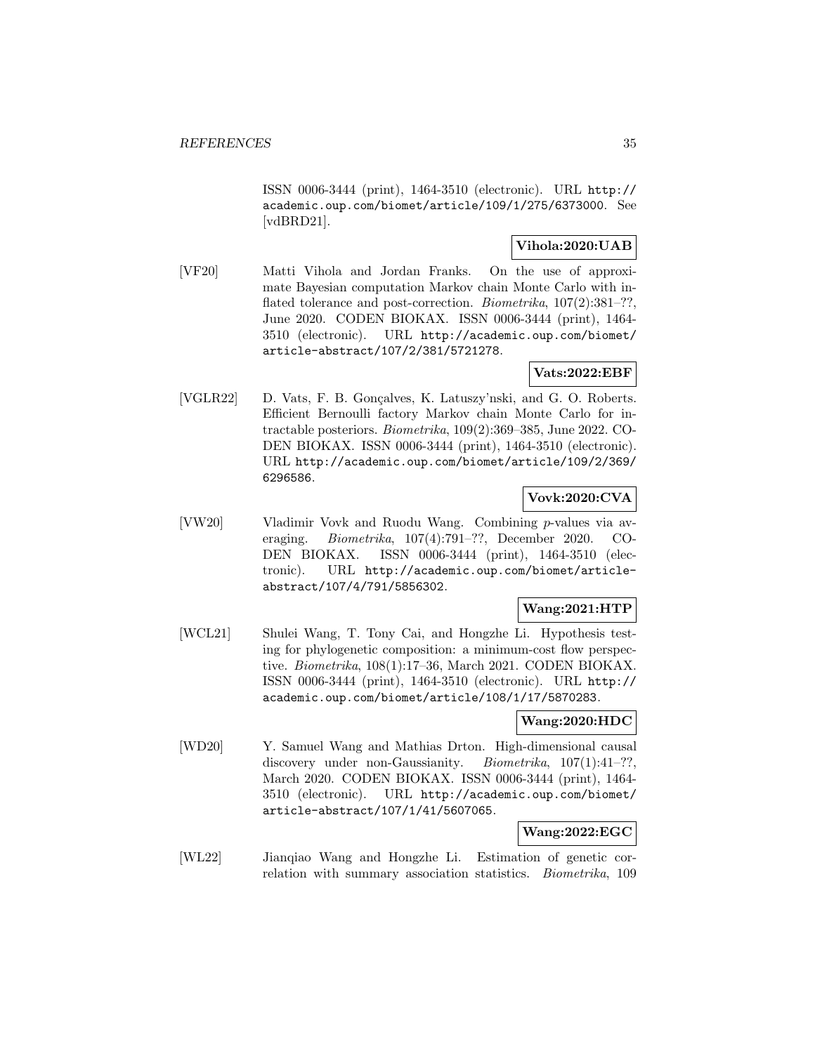ISSN 0006-3444 (print), 1464-3510 (electronic). URL http://academic.oup.com/biomet/article/109/1/275/6373000. See [vdBRD21].

**Vihola:2020:UAB**

[VF20] Matti Vihola and Jordan Franks. On the use of approximate Bayesian computation Markov chain Monte Carlo with inflated tolerance and post-correction. *Biometrika*, 107(2):381–??, June 2020. CODEN BIOKAX. ISSN 0006-3444 (print), 1464-3510 (electronic). URL http://academic.oup.com/biomet/article-abstract/107/2/381/5721278.

**Vats:2022:EBF**

[VGLR22] D. Vats, F. B. Gonçalves, K. Latuszy'nski, and G. O. Roberts. Efficient Bernoulli factory Markov chain Monte Carlo for intractable posteriors. *Biometrika*, 109(2):369–385, June 2022. CODEN BIOKAX. ISSN 0006-3444 (print), 1464-3510 (electronic). URL http://academic.oup.com/biomet/article/109/2/369/6296586.

**Vovk:2020:CVA**

[VW20] Vladimir Vovk and Ruodu Wang. Combining $p$-values via averaging. *Biometrika*, 107(4):791–??, December 2020. CODEN BIOKAX. ISSN 0006-3444 (print), 1464-3510 (electronic). URL http://academic.oup.com/biomet/article-abstract/107/4/791/5856302.

**Wang:2021:HTP**

[WCL21] Shulei Wang, T. Tony Cai, and Hongzhe Li. Hypothesis testing for phylogenetic composition: a minimum-cost flow perspective. *Biometrika*, 108(1):17–36, March 2021. CODEN BIOKAX. ISSN 0006-3444 (print), 1464-3510 (electronic). URL http://academic.oup.com/biomet/article/108/1/17/5870283.

**Wang:2020:HDC**

[WD20] Y. Samuel Wang and Mathias Drton. High-dimensional causal discovery under non-Gaussianity. *Biometrika*, 107(1):41–??, March 2020. CODEN BIOKAX. ISSN 0006-3444 (print), 1464-3510 (electronic). URL http://academic.oup.com/biomet/article-abstract/107/1/41/5607065.

**Wang:2022:EGC**

[WL22] Jianqiao Wang and Hongzhe Li. Estimation of genetic correlation with summary association statistics. *Biometrika*, 109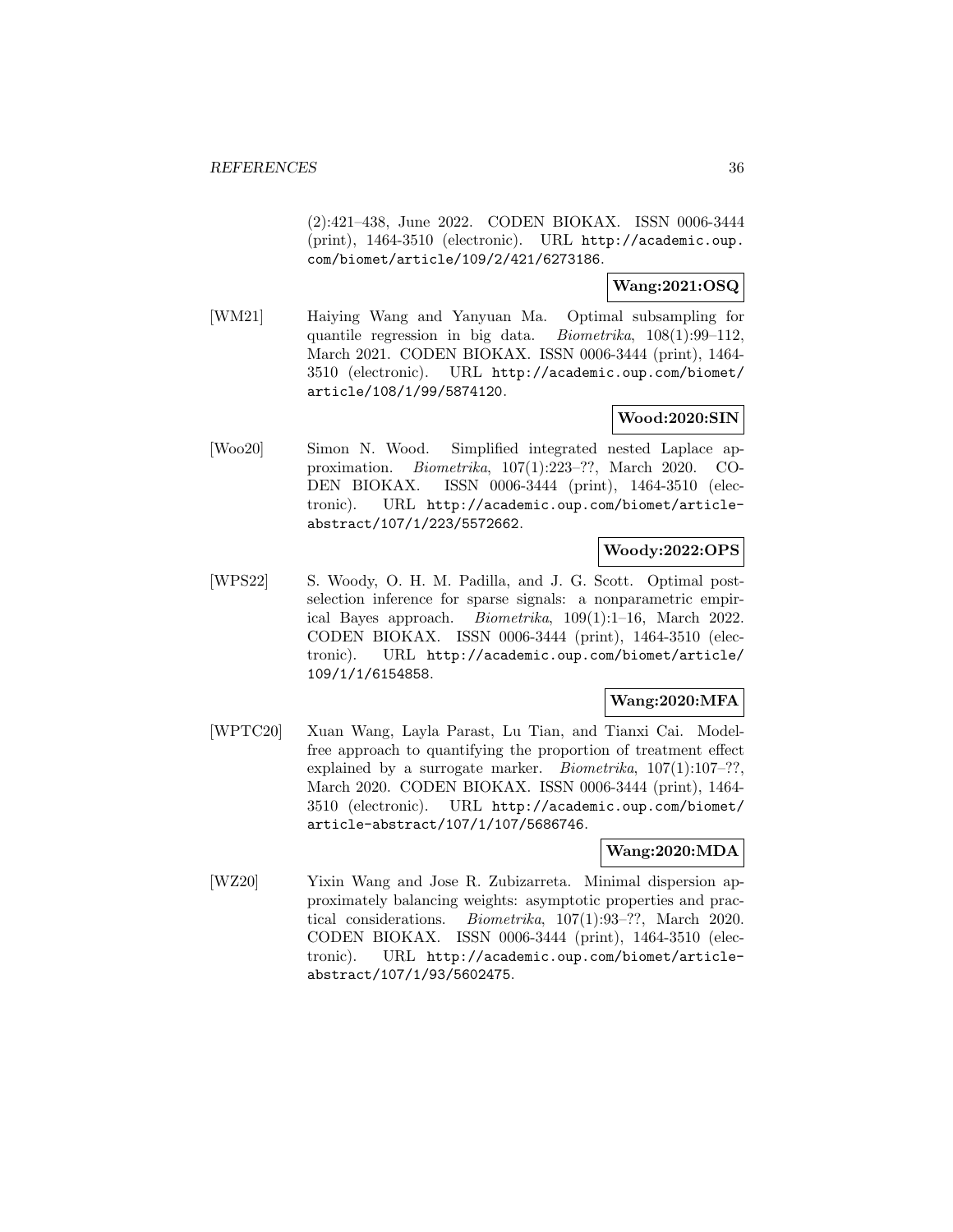(2):421–438, June 2022. CODEN BIOKAX. ISSN 0006-3444 (print), 1464-3510 (electronic). URL http://academic.oup.com/biomet/article/109/2/421/6273186.

**Wang:2021:OSQ**

[WM21] Haiying Wang and Yanyuan Ma. Optimal subsampling for quantile regression in big data. *Biometrika*, 108(1):99–112, March 2021. CODEN BIOKAX. ISSN 0006-3444 (print), 1464-3510 (electronic). URL http://academic.oup.com/biomet/article/108/1/99/5874120.

**Wood:2020:SIN**

[Woo20] Simon N. Wood. Simplified integrated nested Laplace approximation. *Biometrika*, 107(1):223–??, March 2020. CODEN BIOKAX. ISSN 0006-3444 (print), 1464-3510 (electronic). URL http://academic.oup.com/biomet/article-abstract/107/1/223/5572662.

**Woody:2022:OPS**

[WPS22] S. Woody, O. H. M. Padilla, and J. G. Scott. Optimal post-selection inference for sparse signals: a nonparametric empirical Bayes approach. *Biometrika*, 109(1):1–16, March 2022. CODEN BIOKAX. ISSN 0006-3444 (print), 1464-3510 (electronic). URL http://academic.oup.com/biomet/article/109/1/1/6154858.

**Wang:2020:MFA**

[WPTC20] Xuan Wang, Layla Parast, Lu Tian, and Tianxi Cai. Model-free approach to quantifying the proportion of treatment effect explained by a surrogate marker. *Biometrika*, 107(1):107–??, March 2020. CODEN BIOKAX. ISSN 0006-3444 (print), 1464-3510 (electronic). URL http://academic.oup.com/biomet/article-abstract/107/1/107/5686746.

**Wang:2020:MDA**

[WZ20] Yixin Wang and Jose R. Zubizarreta. Minimal dispersion approximately balancing weights: asymptotic properties and practical considerations. *Biometrika*, 107(1):93–??, March 2020. CODEN BIOKAX. ISSN 0006-3444 (print), 1464-3510 (electronic). URL http://academic.oup.com/biomet/article-abstract/107/1/93/5602475.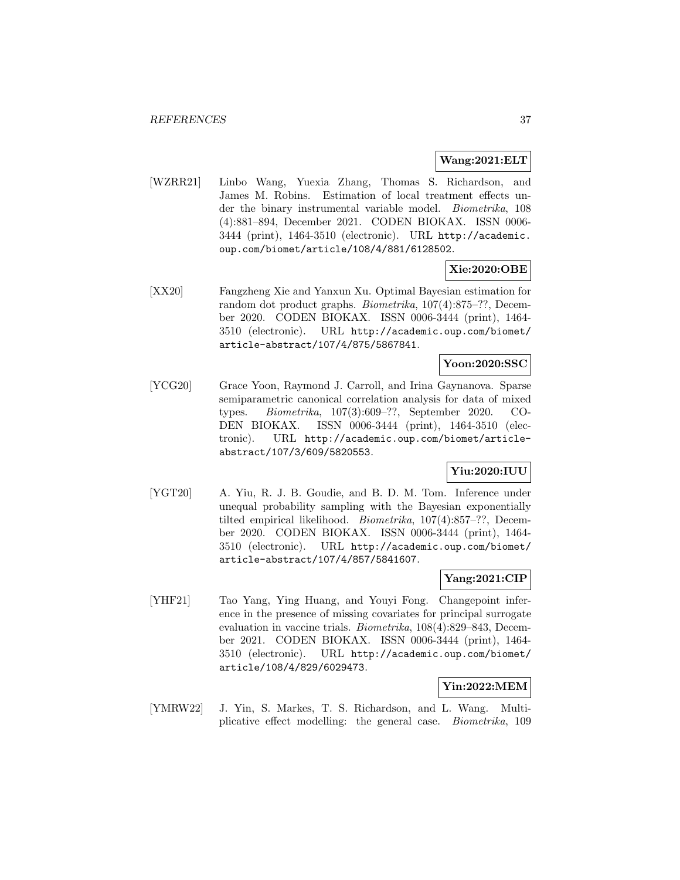**Wang:2021:ELT**

[WZRR21] Linbo Wang, Yuexia Zhang, Thomas S. Richardson, and James M. Robins. Estimation of local treatment effects under the binary instrumental variable model. *Biometrika*, 108 (4):881–894, December 2021. CODEN BIOKAX. ISSN 0006-3444 (print), 1464-3510 (electronic). URL `http://academic.oup.com/biomet/article/108/4/881/6128502`.

**Xie:2020:OBE**

[XX20] Fangzheng Xie and Yanxun Xu. Optimal Bayesian estimation for random dot product graphs. *Biometrika*, 107(4):875–??, December 2020. CODEN BIOKAX. ISSN 0006-3444 (print), 1464-3510 (electronic). URL `http://academic.oup.com/biomet/article-abstract/107/4/875/5867841`.

**Yoon:2020:SSC**

[YCG20] Grace Yoon, Raymond J. Carroll, and Irina Gaynanova. Sparse semiparametric canonical correlation analysis for data of mixed types. *Biometrika*, 107(3):609–??, September 2020. CODEN BIOKAX. ISSN 0006-3444 (print), 1464-3510 (electronic). URL `http://academic.oup.com/biomet/article-abstract/107/3/609/5820553`.

**Yiu:2020:IUU**

[YGT20] A. Yiu, R. J. B. Goudie, and B. D. M. Tom. Inference under unequal probability sampling with the Bayesian exponentially tilted empirical likelihood. *Biometrika*, 107(4):857–??, December 2020. CODEN BIOKAX. ISSN 0006-3444 (print), 1464-3510 (electronic). URL `http://academic.oup.com/biomet/article-abstract/107/4/857/5841607`.

**Yang:2021:CIP**

[YHF21] Tao Yang, Ying Huang, and Youyi Fong. Changepoint inference in the presence of missing covariates for principal surrogate evaluation in vaccine trials. *Biometrika*, 108(4):829–843, December 2021. CODEN BIOKAX. ISSN 0006-3444 (print), 1464-3510 (electronic). URL `http://academic.oup.com/biomet/article/108/4/829/6029473`.

**Yin:2022:MEM**

[YMRW22] J. Yin, S. Markes, T. S. Richardson, and L. Wang. Multiplicative effect modelling: the general case. *Biometrika*, 109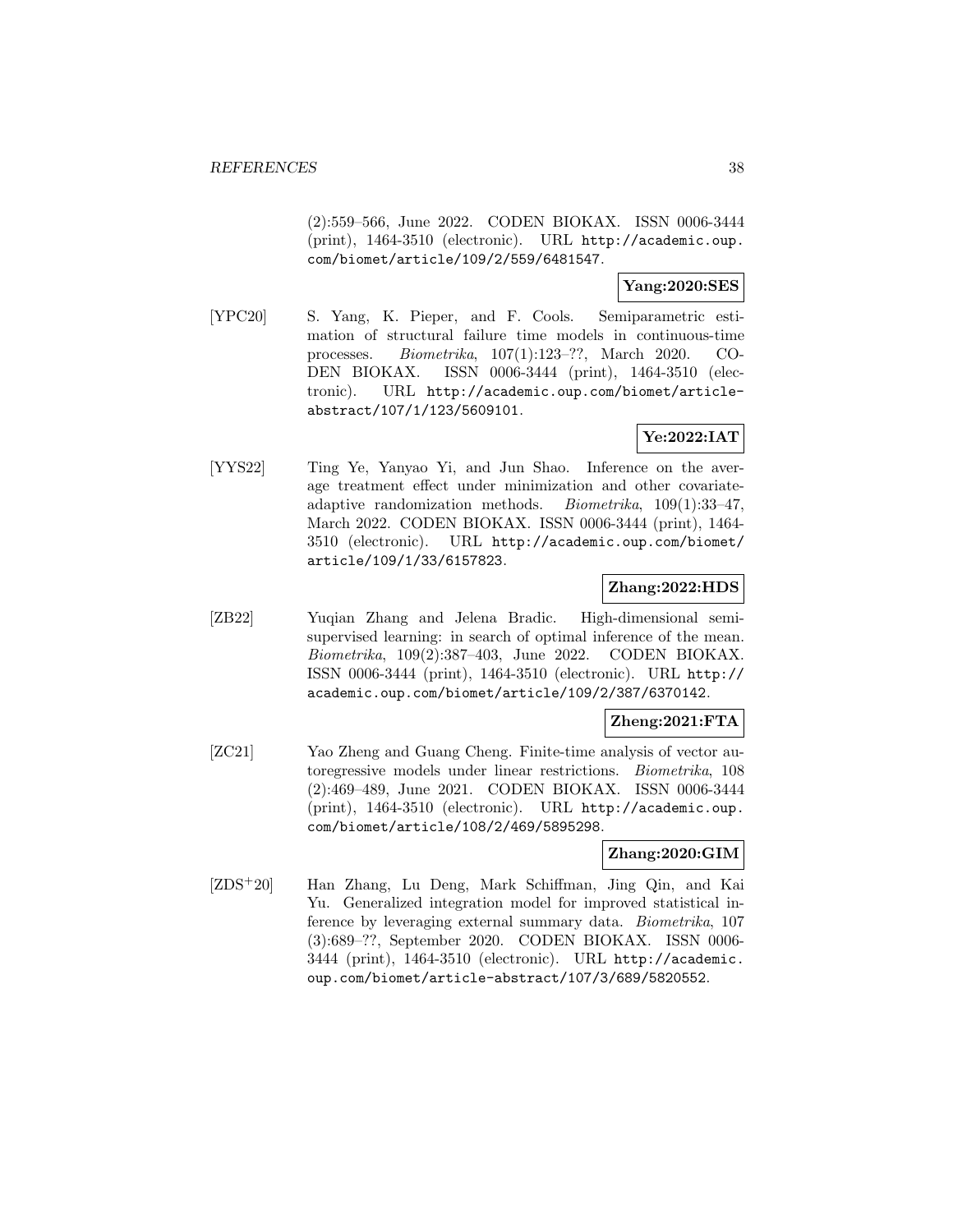(2):559–566, June 2022. CODEN BIOKAX. ISSN 0006-3444 (print), 1464-3510 (electronic). URL http://academic.oup.com/biomet/article/109/2/559/6481547.

**Yang:2020:SES**

[YPC20] S. Yang, K. Pieper, and F. Cools. Semiparametric estimation of structural failure time models in continuous-time processes. *Biometrika*, 107(1):123–??, March 2020. CODEN BIOKAX. ISSN 0006-3444 (print), 1464-3510 (electronic). URL http://academic.oup.com/biomet/article-abstract/107/1/123/5609101.

**Ye:2022:IAT**

[YYS22] Ting Ye, Yanyao Yi, and Jun Shao. Inference on the average treatment effect under minimization and other covariate-adaptive randomization methods. *Biometrika*, 109(1):33–47, March 2022. CODEN BIOKAX. ISSN 0006-3444 (print), 1464-3510 (electronic). URL http://academic.oup.com/biomet/article/109/1/33/6157823.

**Zhang:2022:HDS**

[ZB22] Yuqian Zhang and Jelena Bradic. High-dimensional semi-supervised learning: in search of optimal inference of the mean. *Biometrika*, 109(2):387–403, June 2022. CODEN BIOKAX. ISSN 0006-3444 (print), 1464-3510 (electronic). URL http://academic.oup.com/biomet/article/109/2/387/6370142.

**Zheng:2021:FTA**

[ZC21] Yao Zheng and Guang Cheng. Finite-time analysis of vector autoregressive models under linear restrictions. *Biometrika*, 108 (2):469–489, June 2021. CODEN BIOKAX. ISSN 0006-3444 (print), 1464-3510 (electronic). URL http://academic.oup.com/biomet/article/108/2/469/5895298.

**Zhang:2020:GIM**

[ZDS+20] Han Zhang, Lu Deng, Mark Schiffman, Jing Qin, and Kai Yu. Generalized integration model for improved statistical inference by leveraging external summary data. *Biometrika*, 107 (3):689–??, September 2020. CODEN BIOKAX. ISSN 0006-3444 (print), 1464-3510 (electronic). URL http://academic.oup.com/biomet/article-abstract/107/3/689/5820552.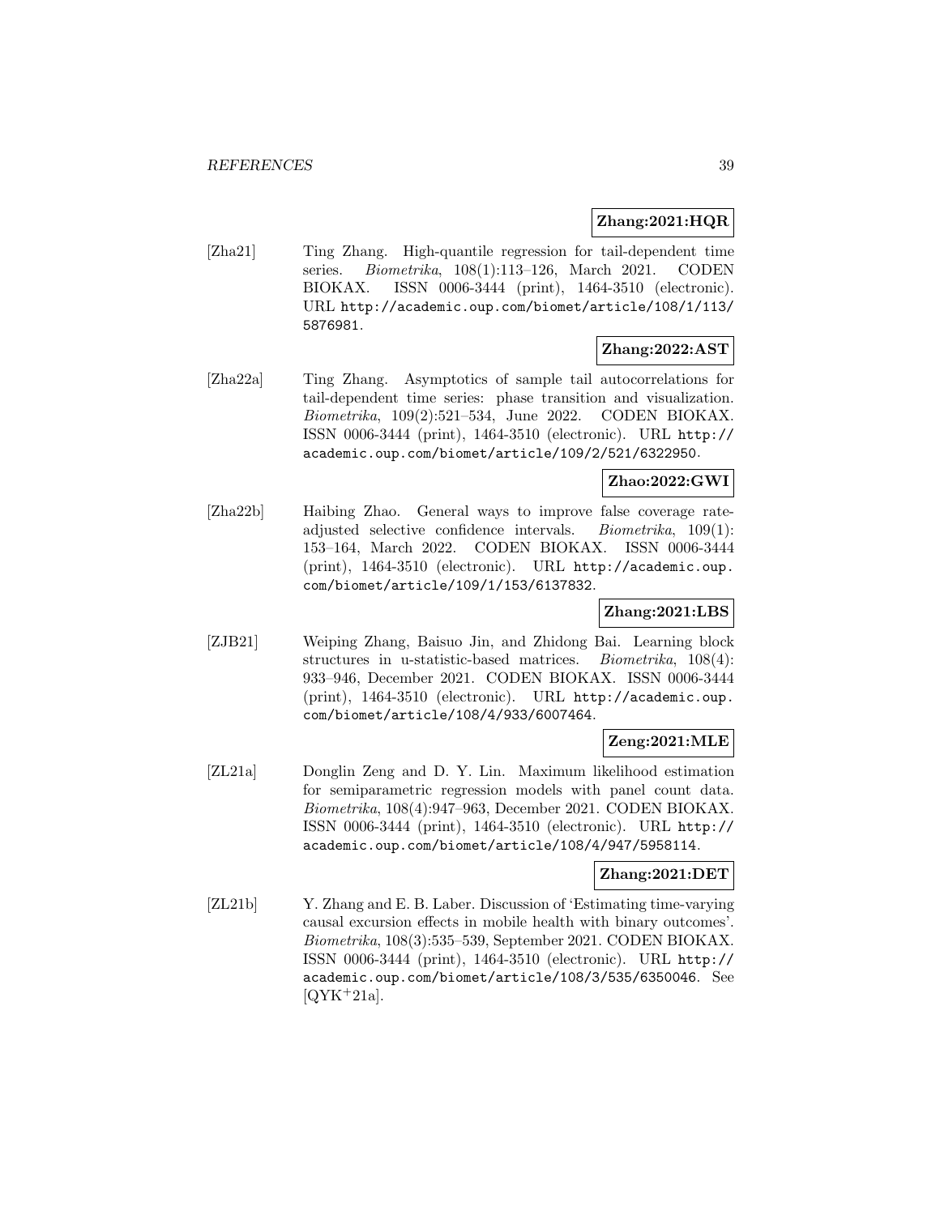**Zhang:2021:HQR**

[Zha21] Ting Zhang. High-quantile regression for tail-dependent time series. *Biometrika*, 108(1):113–126, March 2021. CODEN BIOKAX. ISSN 0006-3444 (print), 1464-3510 (electronic). URL `http://academic.oup.com/biomet/article/108/1/113/5876981`.

**Zhang:2022:AST**

[Zha22a] Ting Zhang. Asymptotics of sample tail autocorrelations for tail-dependent time series: phase transition and visualization. *Biometrika*, 109(2):521–534, June 2022. CODEN BIOKAX. ISSN 0006-3444 (print), 1464-3510 (electronic). URL `http://academic.oup.com/biomet/article/109/2/521/6322950`.

**Zhao:2022:GWI**

[Zha22b] Haibing Zhao. General ways to improve false coverage rate-adjusted selective confidence intervals. *Biometrika*, 109(1): 153–164, March 2022. CODEN BIOKAX. ISSN 0006-3444 (print), 1464-3510 (electronic). URL `http://academic.oup.com/biomet/article/109/1/153/6137832`.

**Zhang:2021:LBS**

[ZJB21] Weiping Zhang, Baisuo Jin, and Zhidong Bai. Learning block structures in u-statistic-based matrices. *Biometrika*, 108(4): 933–946, December 2021. CODEN BIOKAX. ISSN 0006-3444 (print), 1464-3510 (electronic). URL `http://academic.oup.com/biomet/article/108/4/933/6007464`.

**Zeng:2021:MLE**

[ZL21a] Donglin Zeng and D. Y. Lin. Maximum likelihood estimation for semiparametric regression models with panel count data. *Biometrika*, 108(4):947–963, December 2021. CODEN BIOKAX. ISSN 0006-3444 (print), 1464-3510 (electronic). URL `http://academic.oup.com/biomet/article/108/4/947/5958114`.

**Zhang:2021:DET**

[ZL21b] Y. Zhang and E. B. Laber. Discussion of 'Estimating time-varying causal excursion effects in mobile health with binary outcomes'. *Biometrika*, 108(3):535–539, September 2021. CODEN BIOKAX. ISSN 0006-3444 (print), 1464-3510 (electronic). URL `http://academic.oup.com/biomet/article/108/3/535/6350046`. See [QYK+21a].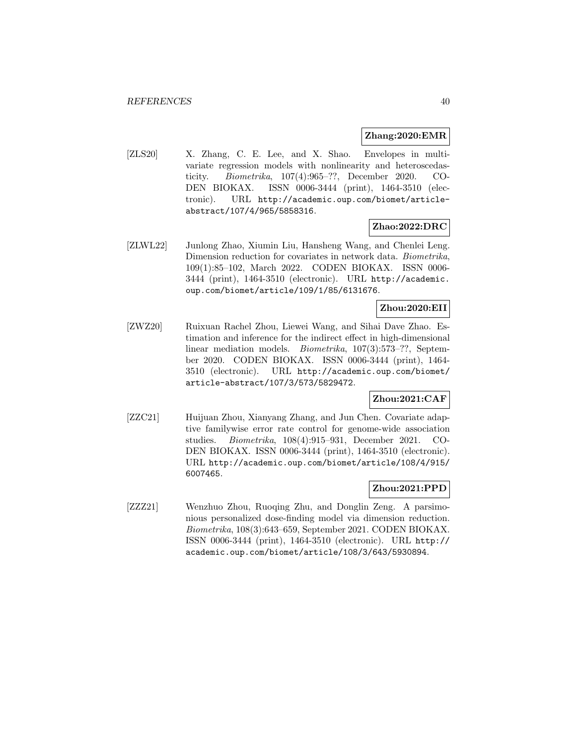**Zhang:2020:EMR**

[ZLS20] X. Zhang, C. E. Lee, and X. Shao. Envelopes in multivariate regression models with nonlinearity and heteroscedasticity. *Biometrika*, 107(4):965–??, December 2020. CODEN BIOKAX. ISSN 0006-3444 (print), 1464-3510 (electronic). URL http://academic.oup.com/biomet/article-abstract/107/4/965/5858316.

**Zhao:2022:DRC**

[ZLWL22] Junlong Zhao, Xiumin Liu, Hansheng Wang, and Chenlei Leng. Dimension reduction for covariates in network data. *Biometrika*, 109(1):85–102, March 2022. CODEN BIOKAX. ISSN 0006-3444 (print), 1464-3510 (electronic). URL http://academic.oup.com/biomet/article/109/1/85/6131676.

**Zhou:2020:EII**

[ZWZ20] Ruixuan Rachel Zhou, Liewei Wang, and Sihai Dave Zhao. Estimation and inference for the indirect effect in high-dimensional linear mediation models. *Biometrika*, 107(3):573–??, September 2020. CODEN BIOKAX. ISSN 0006-3444 (print), 1464-3510 (electronic). URL http://academic.oup.com/biomet/article-abstract/107/3/573/5829472.

**Zhou:2021:CAF**

[ZZC21] Huijuan Zhou, Xianyang Zhang, and Jun Chen. Covariate adaptive familywise error rate control for genome-wide association studies. *Biometrika*, 108(4):915–931, December 2021. CODEN BIOKAX. ISSN 0006-3444 (print), 1464-3510 (electronic). URL http://academic.oup.com/biomet/article/108/4/915/6007465.

**Zhou:2021:PPD**

[ZZZ21] Wenzhuo Zhou, Ruoqing Zhu, and Donglin Zeng. A parsimonious personalized dose-finding model via dimension reduction. *Biometrika*, 108(3):643–659, September 2021. CODEN BIOKAX. ISSN 0006-3444 (print), 1464-3510 (electronic). URL http://academic.oup.com/biomet/article/108/3/643/5930894.